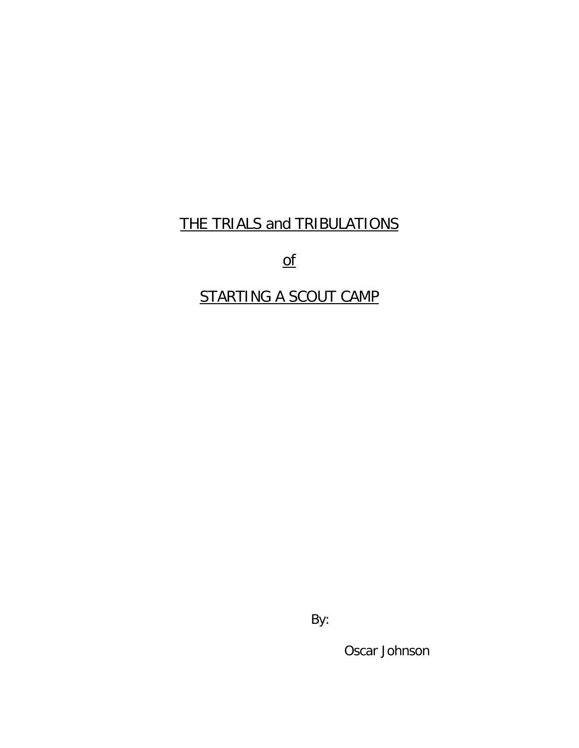# THE TRIALS and TRIBULATIONS

# of

# STARTING A SCOUT CAMP

By:

Oscar Johnson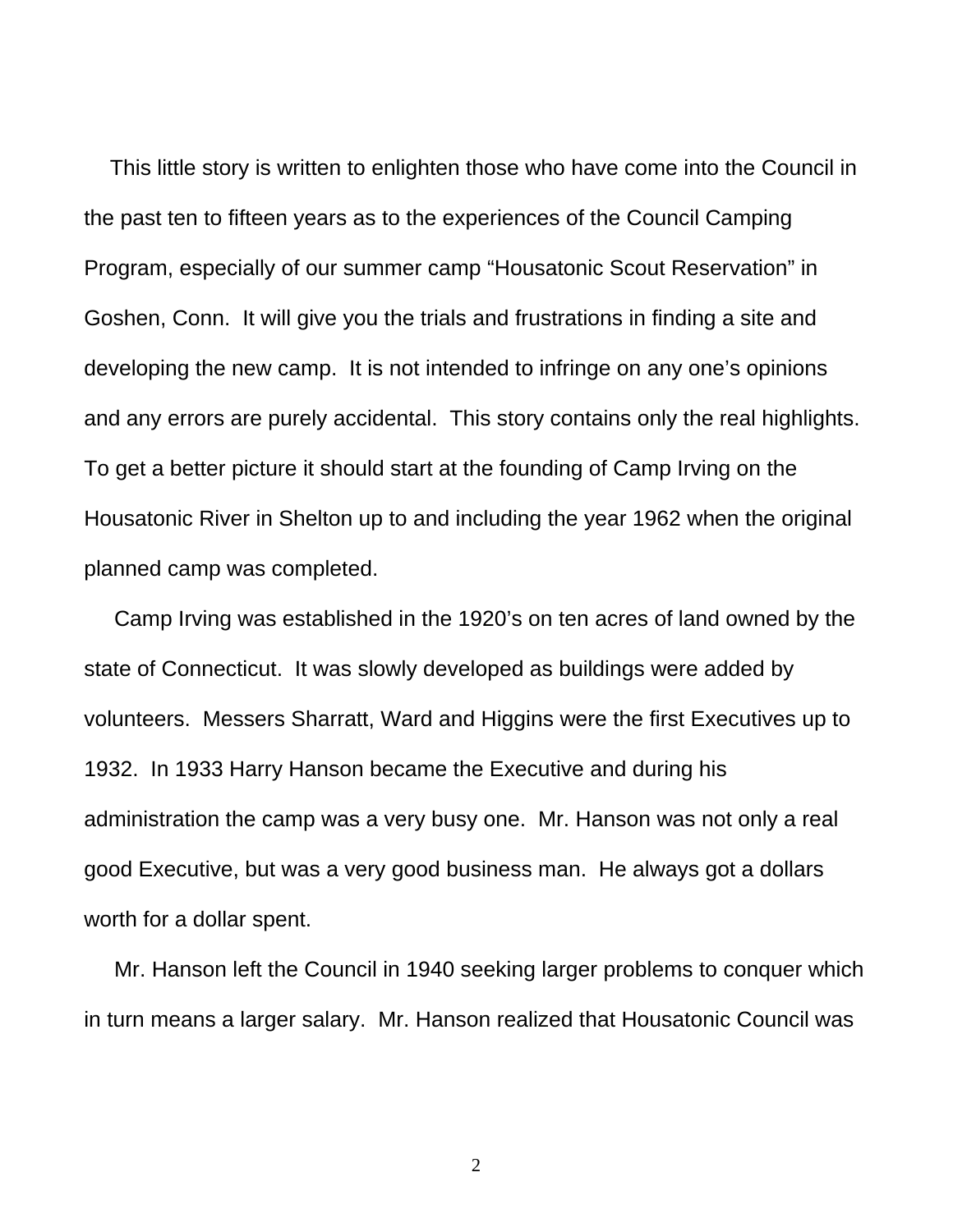This little story is written to enlighten those who have come into the Council in the past ten to fifteen years as to the experiences of the Council Camping Program, especially of our summer camp "Housatonic Scout Reservation" in Goshen, Conn. It will give you the trials and frustrations in finding a site and developing the new camp. It is not intended to infringe on any one's opinions and any errors are purely accidental. This story contains only the real highlights. To get a better picture it should start at the founding of Camp Irving on the Housatonic River in Shelton up to and including the year 1962 when the original planned camp was completed.

Camp Irving was established in the 1920's on ten acres of land owned by the state of Connecticut. It was slowly developed as buildings were added by volunteers. Messers Sharratt, Ward and Higgins were the first Executives up to 1932. In 1933 Harry Hanson became the Executive and during his administration the camp was a very busy one. Mr. Hanson was not only a real good Executive, but was a very good business man. He always got a dollars worth for a dollar spent.

Mr. Hanson left the Council in 1940 seeking larger problems to conquer which in turn means a larger salary. Mr. Hanson realized that Housatonic Council was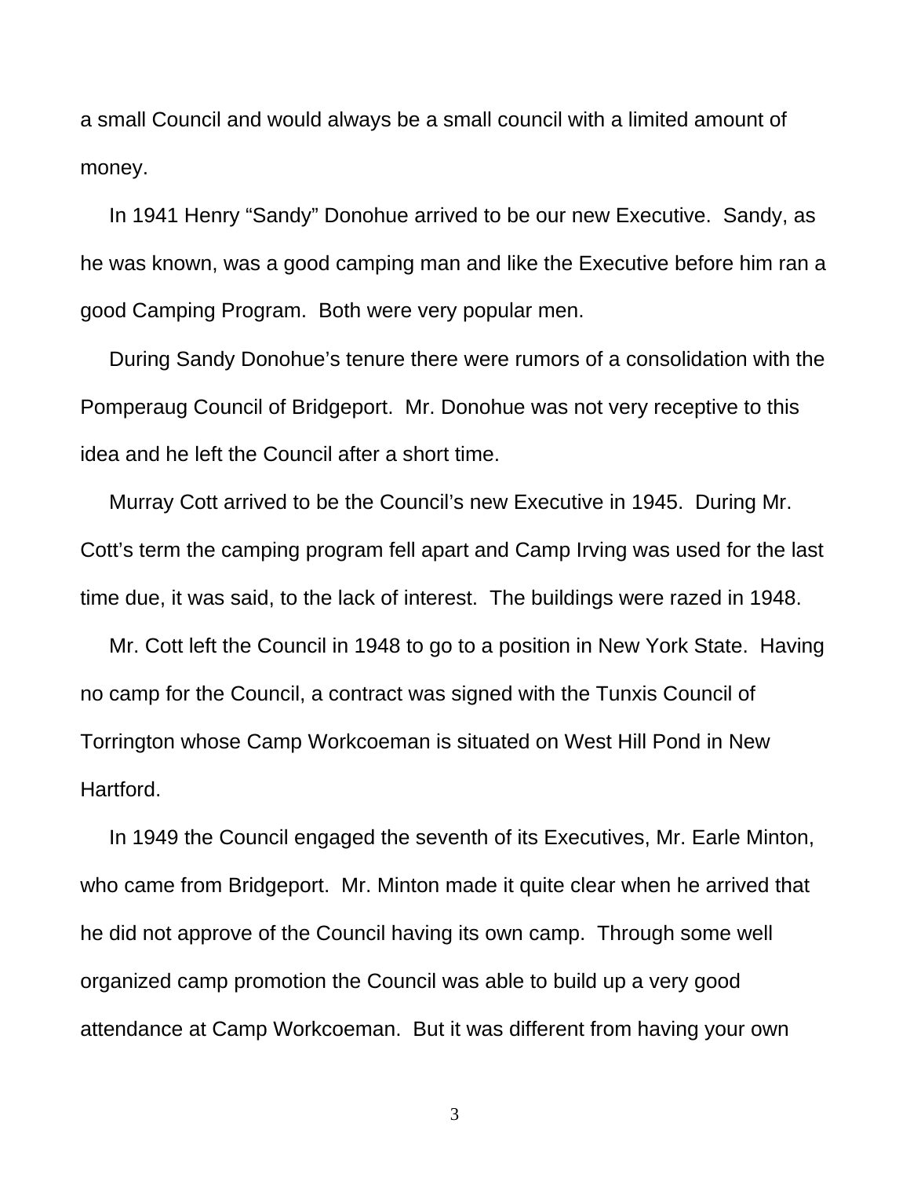a small Council and would always be a small council with a limited amount of money.

In 1941 Henry “Sandy” Donohue arrived to be our new Executive. Sandy, as he was known, was a good camping man and like the Executive before him ran a good Camping Program. Both were very popular men.

During Sandy Donohue’s tenure there were rumors of a consolidation with the Pomperaug Council of Bridgeport. Mr. Donohue was not very receptive to this idea and he left the Council after a short time.

Murray Cott arrived to be the Council’s new Executive in 1945. During Mr. Cott’s term the camping program fell apart and Camp Irving was used for the last time due, it was said, to the lack of interest. The buildings were razed in 1948.

Mr. Cott left the Council in 1948 to go to a position in New York State. Having no camp for the Council, a contract was signed with the Tunxis Council of Torrington whose Camp Workcoeman is situated on West Hill Pond in New Hartford.

In 1949 the Council engaged the seventh of its Executives, Mr. Earle Minton, who came from Bridgeport. Mr. Minton made it quite clear when he arrived that he did not approve of the Council having its own camp. Through some well organized camp promotion the Council was able to build up a very good attendance at Camp Workcoeman. But it was different from having your own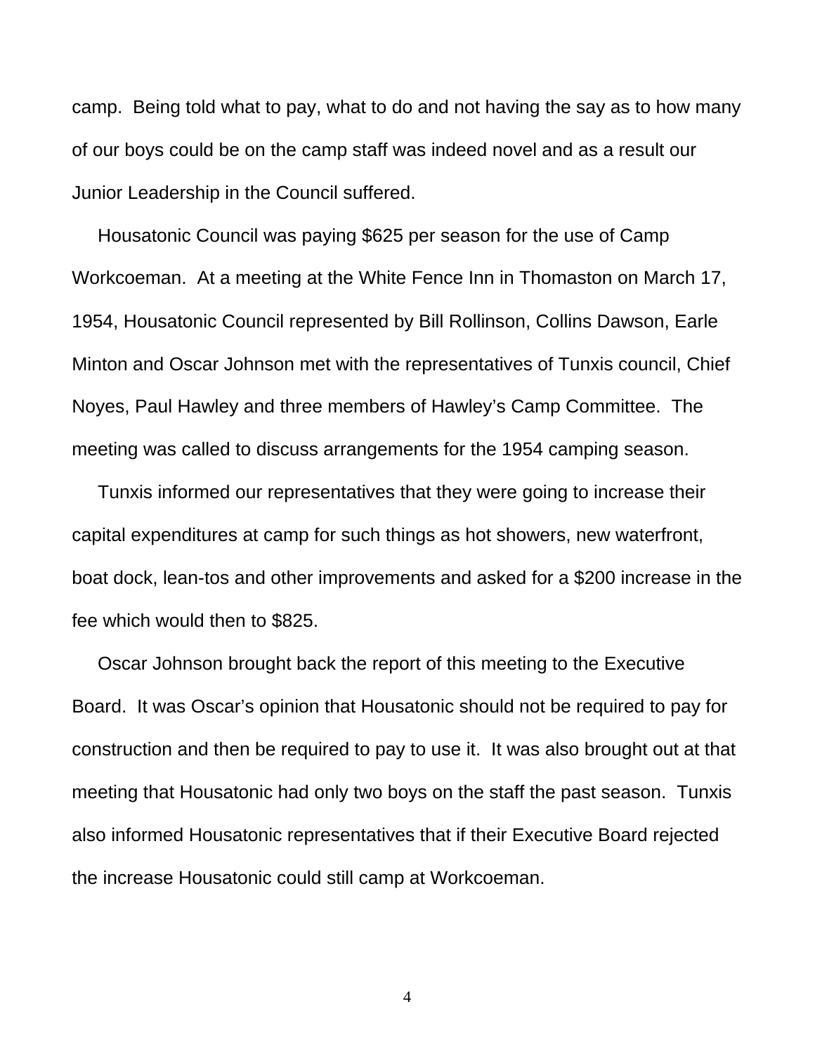camp. Being told what to pay, what to do and not having the say as to how many of our boys could be on the camp staff was indeed novel and as a result our Junior Leadership in the Council suffered.

Housatonic Council was paying $625 per season for the use of Camp Workcoeman. At a meeting at the White Fence Inn in Thomaston on March 17, 1954, Housatonic Council represented by Bill Rollinson, Collins Dawson, Earle Minton and Oscar Johnson met with the representatives of Tunxis council, Chief Noyes, Paul Hawley and three members of Hawley's Camp Committee. The meeting was called to discuss arrangements for the 1954 camping season.

Tunxis informed our representatives that they were going to increase their capital expenditures at camp for such things as hot showers, new waterfront, boat dock, lean-tos and other improvements and asked for a $200 increase in the fee which would then to $825.

Oscar Johnson brought back the report of this meeting to the Executive Board. It was Oscar's opinion that Housatonic should not be required to pay for construction and then be required to pay to use it. It was also brought out at that meeting that Housatonic had only two boys on the staff the past season. Tunxis also informed Housatonic representatives that if their Executive Board rejected the increase Housatonic could still camp at Workcoeman.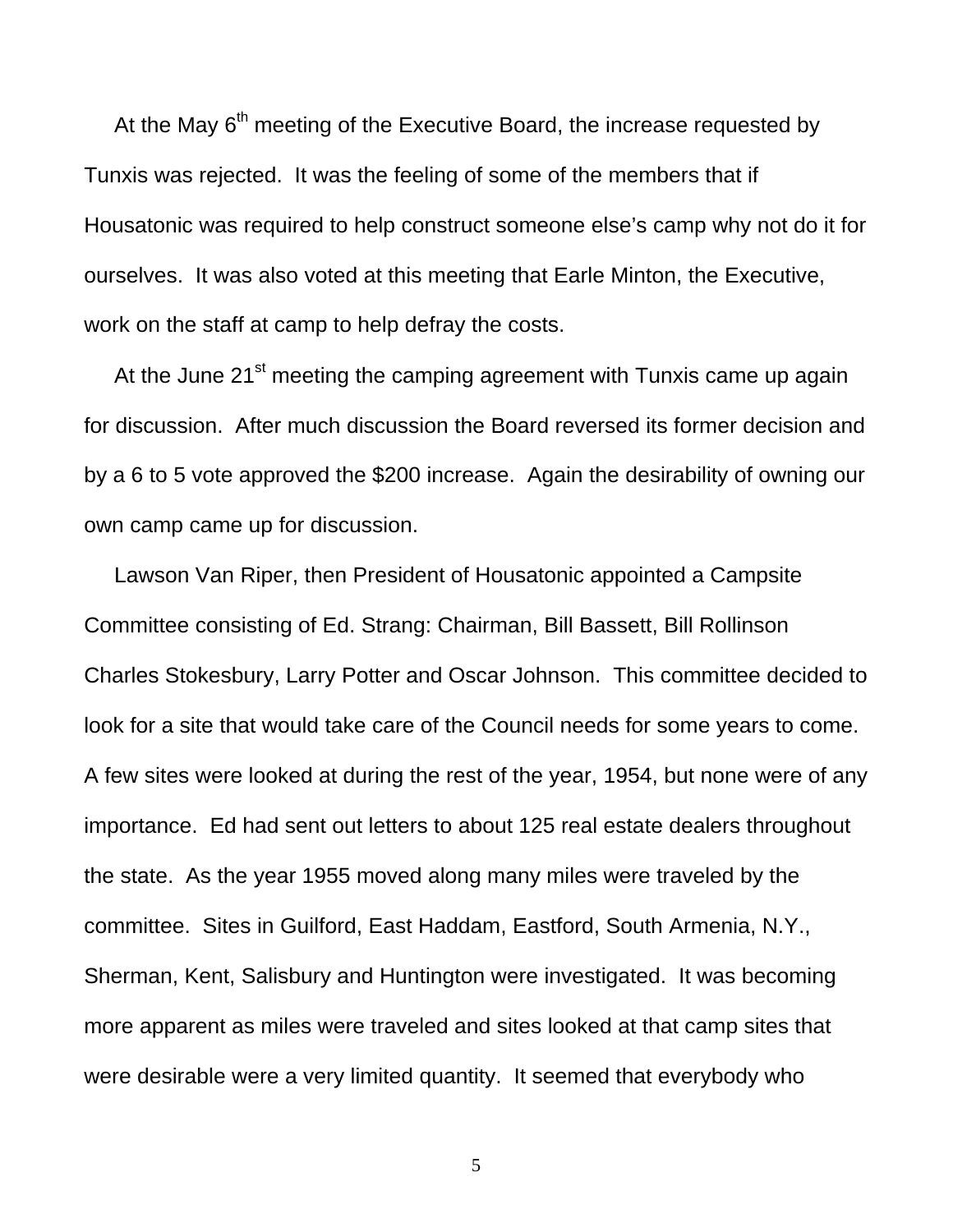At the May 6th meeting of the Executive Board, the increase requested by Tunxis was rejected. It was the feeling of some of the members that if Housatonic was required to help construct someone else's camp why not do it for ourselves. It was also voted at this meeting that Earle Minton, the Executive, work on the staff at camp to help defray the costs.

At the June 21st meeting the camping agreement with Tunxis came up again for discussion. After much discussion the Board reversed its former decision and by a 6 to 5 vote approved the $200 increase. Again the desirability of owning our own camp came up for discussion.

Lawson Van Riper, then President of Housatonic appointed a Campsite Committee consisting of Ed. Strang: Chairman, Bill Bassett, Bill Rollinson Charles Stokesbury, Larry Potter and Oscar Johnson. This committee decided to look for a site that would take care of the Council needs for some years to come. A few sites were looked at during the rest of the year, 1954, but none were of any importance. Ed had sent out letters to about 125 real estate dealers throughout the state. As the year 1955 moved along many miles were traveled by the committee. Sites in Guilford, East Haddam, Eastford, South Armenia, N.Y., Sherman, Kent, Salisbury and Huntington were investigated. It was becoming more apparent as miles were traveled and sites looked at that camp sites that were desirable were a very limited quantity. It seemed that everybody who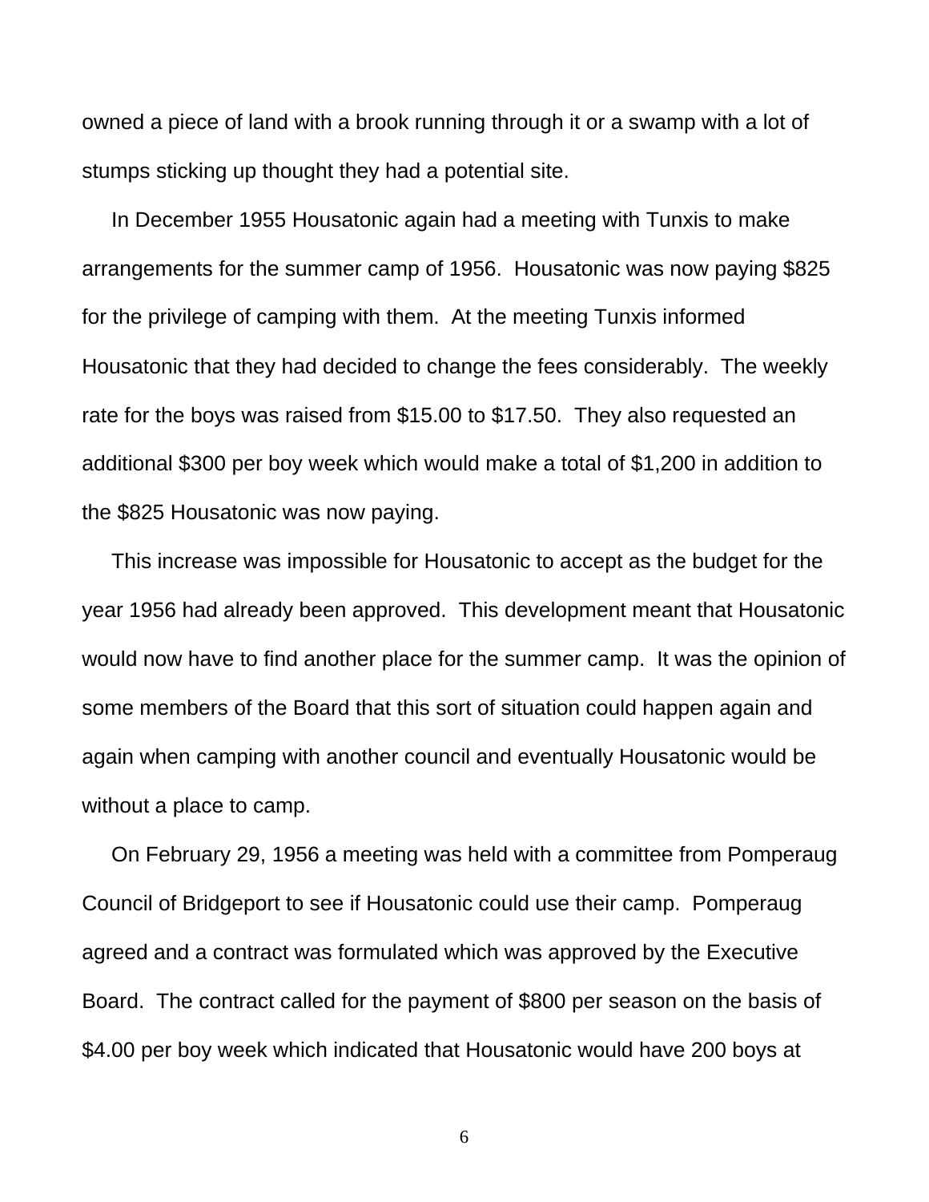owned a piece of land with a brook running through it or a swamp with a lot of stumps sticking up thought they had a potential site.

In December 1955 Housatonic again had a meeting with Tunxis to make arrangements for the summer camp of 1956. Housatonic was now paying $825 for the privilege of camping with them. At the meeting Tunxis informed Housatonic that they had decided to change the fees considerably. The weekly rate for the boys was raised from $15.00 to $17.50. They also requested an additional $300 per boy week which would make a total of $1,200 in addition to the $825 Housatonic was now paying.

This increase was impossible for Housatonic to accept as the budget for the year 1956 had already been approved. This development meant that Housatonic would now have to find another place for the summer camp. It was the opinion of some members of the Board that this sort of situation could happen again and again when camping with another council and eventually Housatonic would be without a place to camp.

On February 29, 1956 a meeting was held with a committee from Pomperaug Council of Bridgeport to see if Housatonic could use their camp. Pomperaug agreed and a contract was formulated which was approved by the Executive Board. The contract called for the payment of $800 per season on the basis of $4.00 per boy week which indicated that Housatonic would have 200 boys at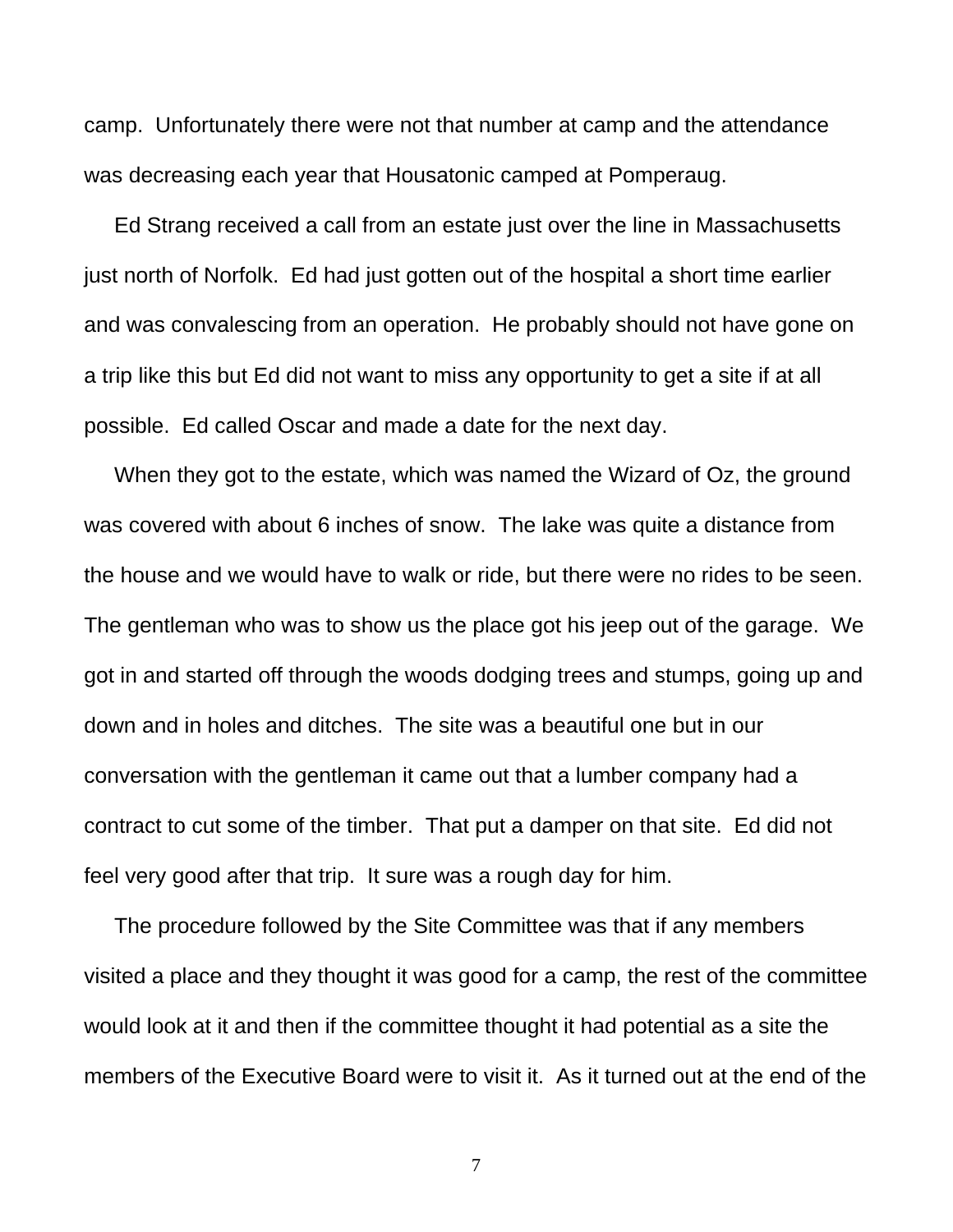camp. Unfortunately there were not that number at camp and the attendance was decreasing each year that Housatonic camped at Pomperaug.

Ed Strang received a call from an estate just over the line in Massachusetts just north of Norfolk. Ed had just gotten out of the hospital a short time earlier and was convalescing from an operation. He probably should not have gone on a trip like this but Ed did not want to miss any opportunity to get a site if at all possible. Ed called Oscar and made a date for the next day.

When they got to the estate, which was named the Wizard of Oz, the ground was covered with about 6 inches of snow. The lake was quite a distance from the house and we would have to walk or ride, but there were no rides to be seen. The gentleman who was to show us the place got his jeep out of the garage. We got in and started off through the woods dodging trees and stumps, going up and down and in holes and ditches. The site was a beautiful one but in our conversation with the gentleman it came out that a lumber company had a contract to cut some of the timber. That put a damper on that site. Ed did not feel very good after that trip. It sure was a rough day for him.

The procedure followed by the Site Committee was that if any members visited a place and they thought it was good for a camp, the rest of the committee would look at it and then if the committee thought it had potential as a site the members of the Executive Board were to visit it. As it turned out at the end of the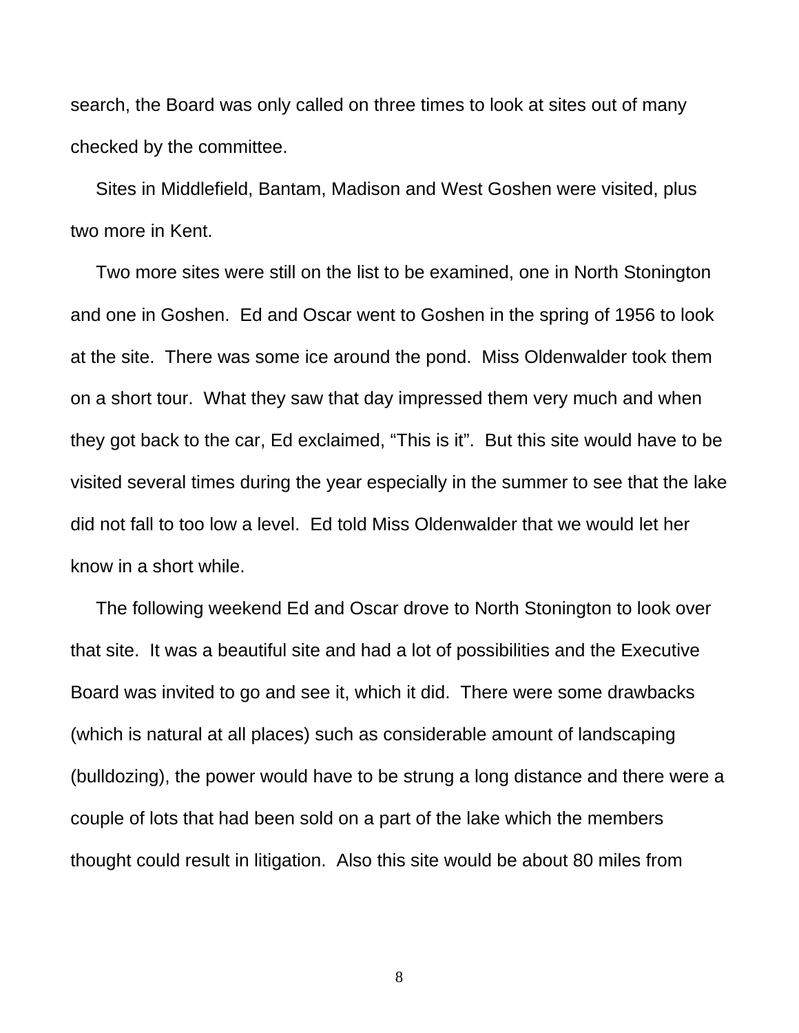search, the Board was only called on three times to look at sites out of many checked by the committee.

Sites in Middlefield, Bantam, Madison and West Goshen were visited, plus two more in Kent.

Two more sites were still on the list to be examined, one in North Stonington and one in Goshen. Ed and Oscar went to Goshen in the spring of 1956 to look at the site. There was some ice around the pond. Miss Oldenwalder took them on a short tour. What they saw that day impressed them very much and when they got back to the car, Ed exclaimed, “This is it”. But this site would have to be visited several times during the year especially in the summer to see that the lake did not fall to too low a level. Ed told Miss Oldenwalder that we would let her know in a short while.

The following weekend Ed and Oscar drove to North Stonington to look over that site. It was a beautiful site and had a lot of possibilities and the Executive Board was invited to go and see it, which it did. There were some drawbacks (which is natural at all places) such as considerable amount of landscaping (bulldozing), the power would have to be strung a long distance and there were a couple of lots that had been sold on a part of the lake which the members thought could result in litigation. Also this site would be about 80 miles from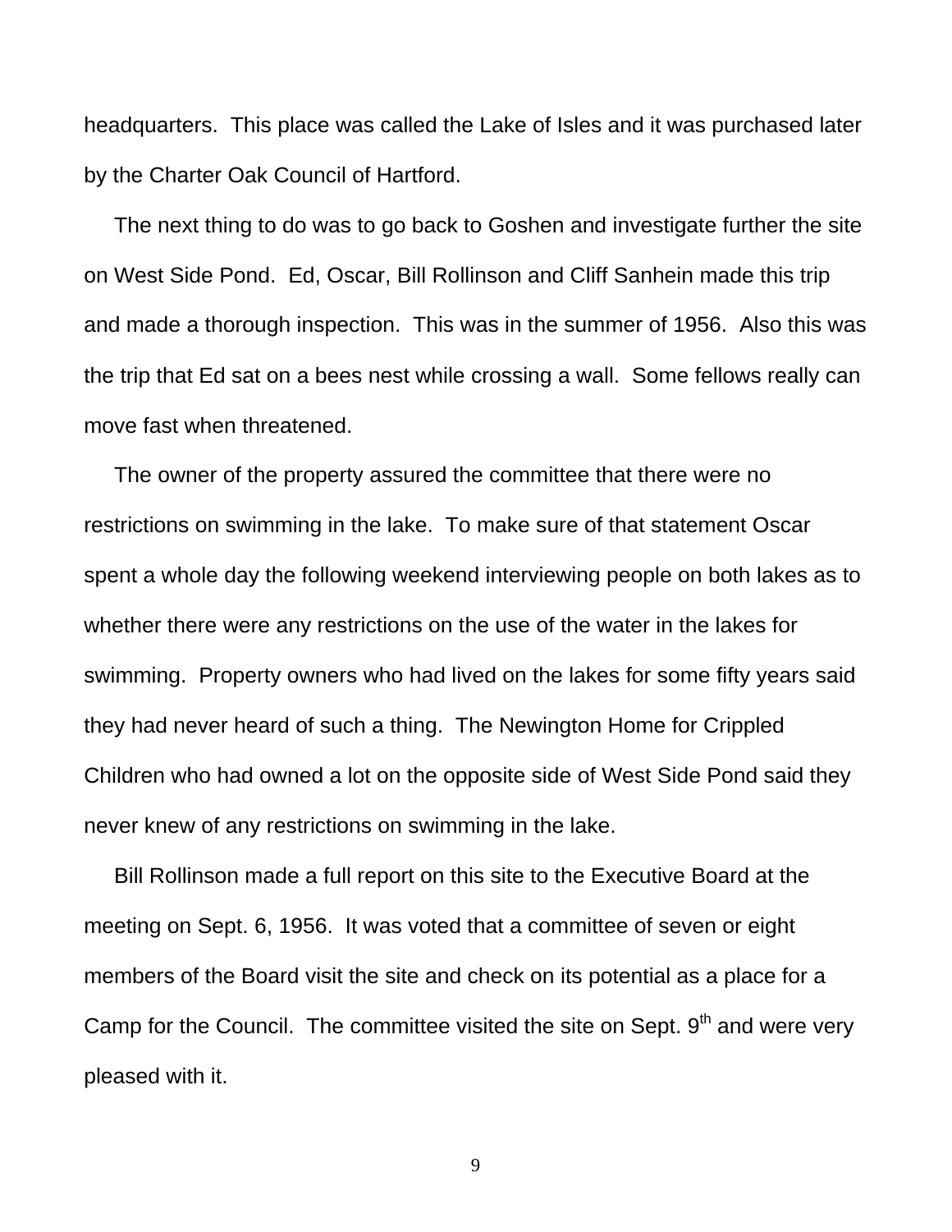headquarters. This place was called the Lake of Isles and it was purchased later by the Charter Oak Council of Hartford.

The next thing to do was to go back to Goshen and investigate further the site on West Side Pond. Ed, Oscar, Bill Rollinson and Cliff Sanhein made this trip and made a thorough inspection. This was in the summer of 1956. Also this was the trip that Ed sat on a bees nest while crossing a wall. Some fellows really can move fast when threatened.

The owner of the property assured the committee that there were no restrictions on swimming in the lake. To make sure of that statement Oscar spent a whole day the following weekend interviewing people on both lakes as to whether there were any restrictions on the use of the water in the lakes for swimming. Property owners who had lived on the lakes for some fifty years said they had never heard of such a thing. The Newington Home for Crippled Children who had owned a lot on the opposite side of West Side Pond said they never knew of any restrictions on swimming in the lake.

Bill Rollinson made a full report on this site to the Executive Board at the meeting on Sept. 6, 1956. It was voted that a committee of seven or eight members of the Board visit the site and check on its potential as a place for a Camp for the Council. The committee visited the site on Sept. 9th and were very pleased with it.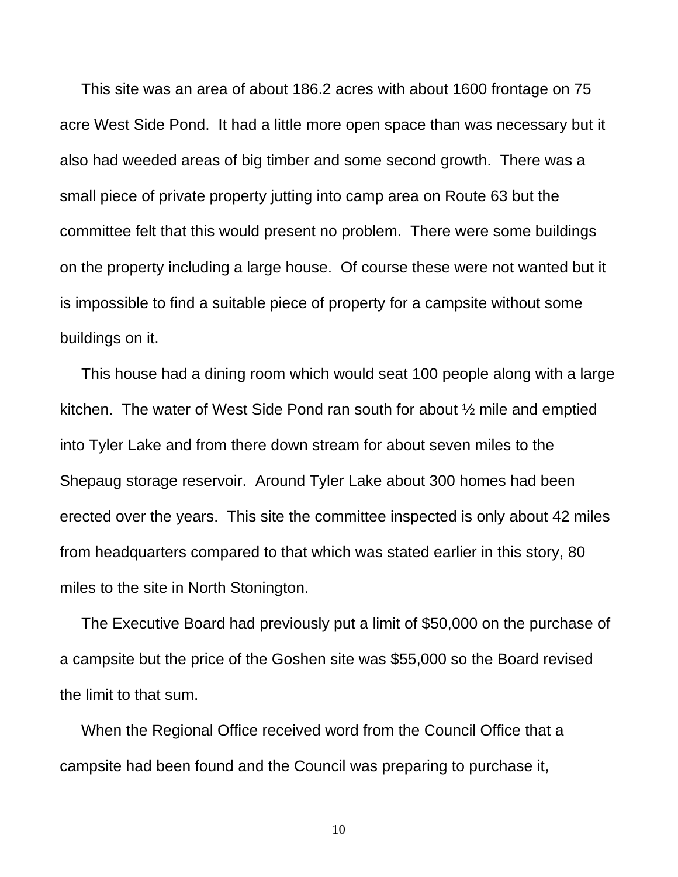This site was an area of about 186.2 acres with about 1600 frontage on 75 acre West Side Pond. It had a little more open space than was necessary but it also had weeded areas of big timber and some second growth. There was a small piece of private property jutting into camp area on Route 63 but the committee felt that this would present no problem. There were some buildings on the property including a large house. Of course these were not wanted but it is impossible to find a suitable piece of property for a campsite without some buildings on it.

This house had a dining room which would seat 100 people along with a large kitchen. The water of West Side Pond ran south for about ½ mile and emptied into Tyler Lake and from there down stream for about seven miles to the Shepaug storage reservoir. Around Tyler Lake about 300 homes had been erected over the years. This site the committee inspected is only about 42 miles from headquarters compared to that which was stated earlier in this story, 80 miles to the site in North Stonington.

The Executive Board had previously put a limit of $50,000 on the purchase of a campsite but the price of the Goshen site was $55,000 so the Board revised the limit to that sum.

When the Regional Office received word from the Council Office that a campsite had been found and the Council was preparing to purchase it,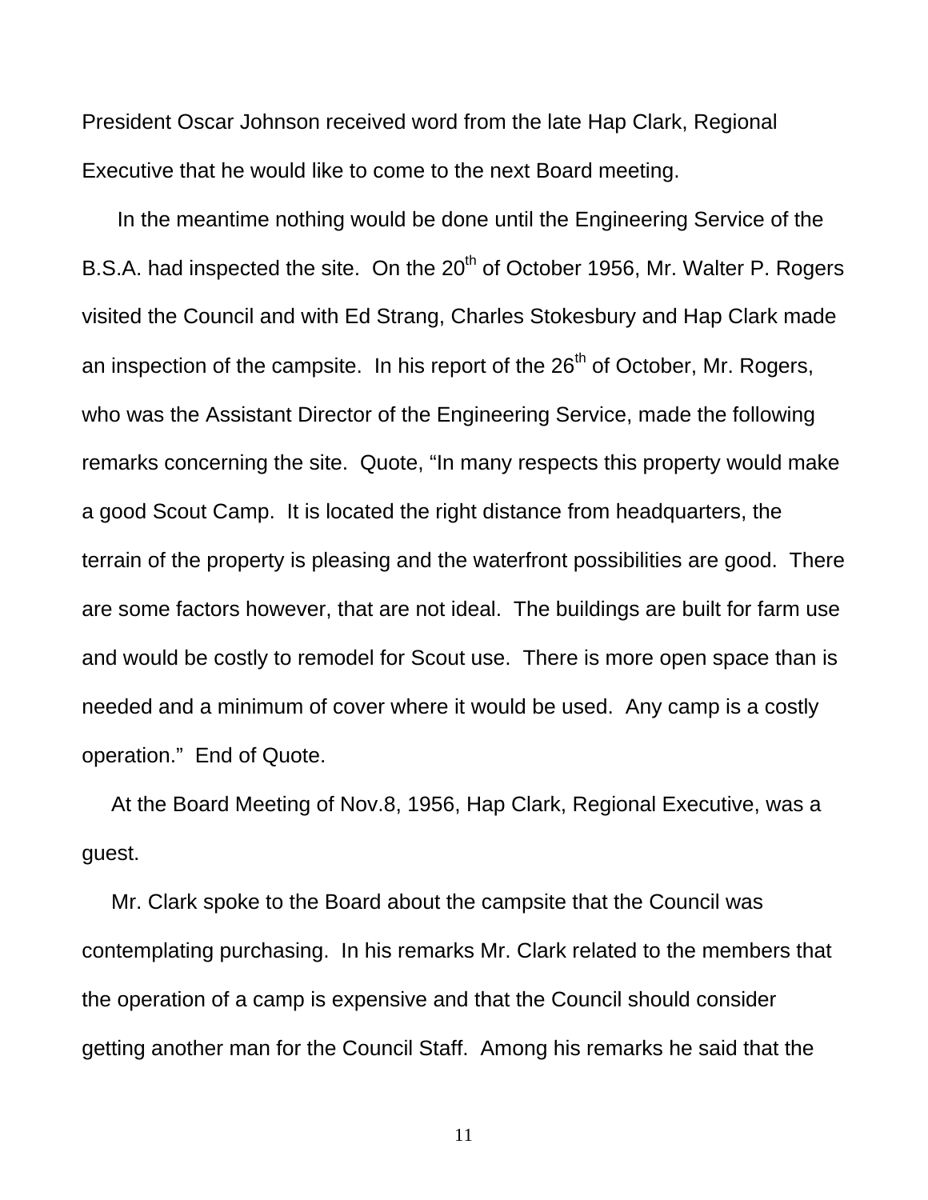President Oscar Johnson received word from the late Hap Clark, Regional Executive that he would like to come to the next Board meeting.

In the meantime nothing would be done until the Engineering Service of the B.S.A. had inspected the site. On the 20th of October 1956, Mr. Walter P. Rogers visited the Council and with Ed Strang, Charles Stokesbury and Hap Clark made an inspection of the campsite. In his report of the 26th of October, Mr. Rogers, who was the Assistant Director of the Engineering Service, made the following remarks concerning the site. Quote, "In many respects this property would make a good Scout Camp. It is located the right distance from headquarters, the terrain of the property is pleasing and the waterfront possibilities are good. There are some factors however, that are not ideal. The buildings are built for farm use and would be costly to remodel for Scout use. There is more open space than is needed and a minimum of cover where it would be used. Any camp is a costly operation." End of Quote.

At the Board Meeting of Nov.8, 1956, Hap Clark, Regional Executive, was a guest.

Mr. Clark spoke to the Board about the campsite that the Council was contemplating purchasing. In his remarks Mr. Clark related to the members that the operation of a camp is expensive and that the Council should consider getting another man for the Council Staff. Among his remarks he said that the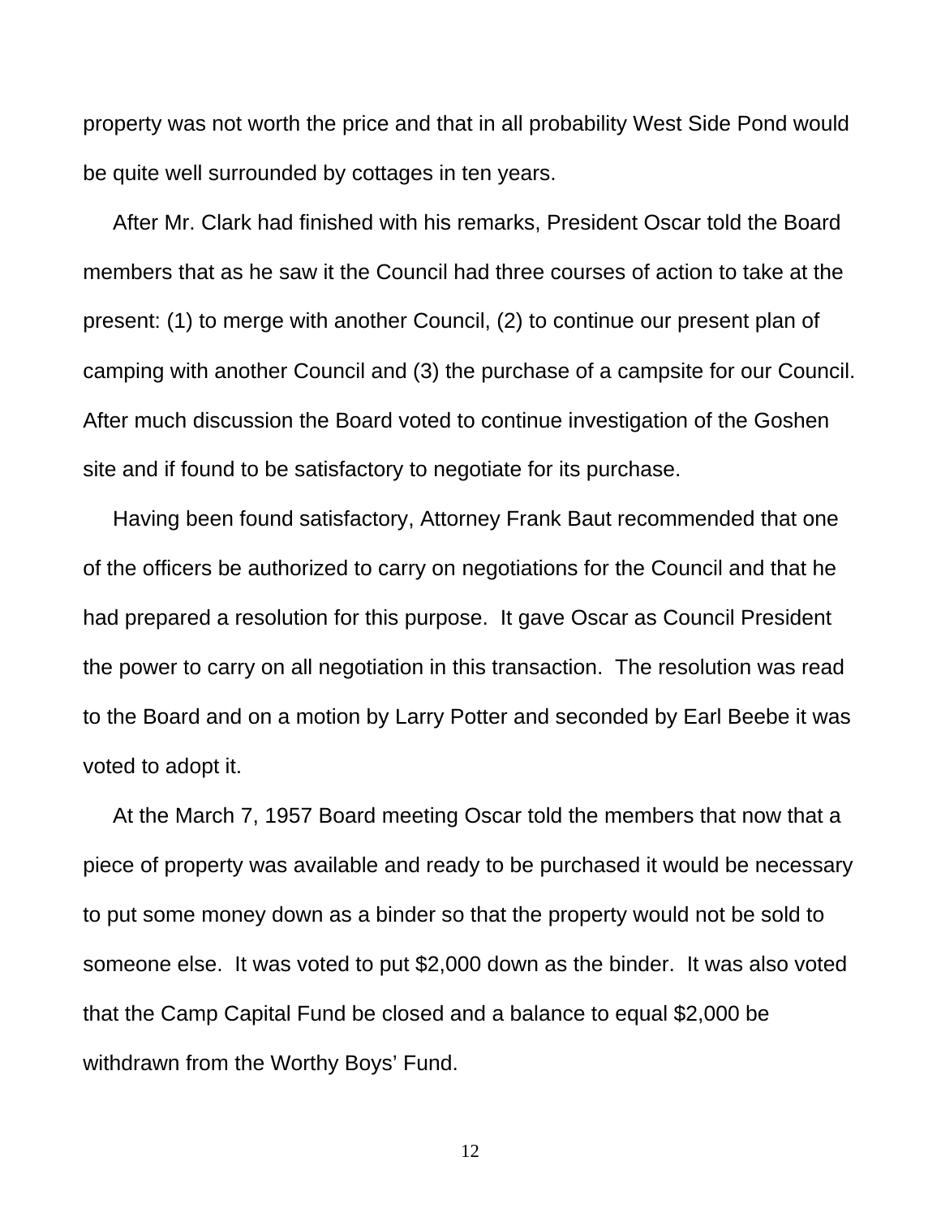property was not worth the price and that in all probability West Side Pond would be quite well surrounded by cottages in ten years.

After Mr. Clark had finished with his remarks, President Oscar told the Board members that as he saw it the Council had three courses of action to take at the present: (1) to merge with another Council, (2) to continue our present plan of camping with another Council and (3) the purchase of a campsite for our Council. After much discussion the Board voted to continue investigation of the Goshen site and if found to be satisfactory to negotiate for its purchase.

Having been found satisfactory, Attorney Frank Baut recommended that one of the officers be authorized to carry on negotiations for the Council and that he had prepared a resolution for this purpose. It gave Oscar as Council President the power to carry on all negotiation in this transaction. The resolution was read to the Board and on a motion by Larry Potter and seconded by Earl Beebe it was voted to adopt it.

At the March 7, 1957 Board meeting Oscar told the members that now that a piece of property was available and ready to be purchased it would be necessary to put some money down as a binder so that the property would not be sold to someone else. It was voted to put $2,000 down as the binder. It was also voted that the Camp Capital Fund be closed and a balance to equal $2,000 be withdrawn from the Worthy Boys' Fund.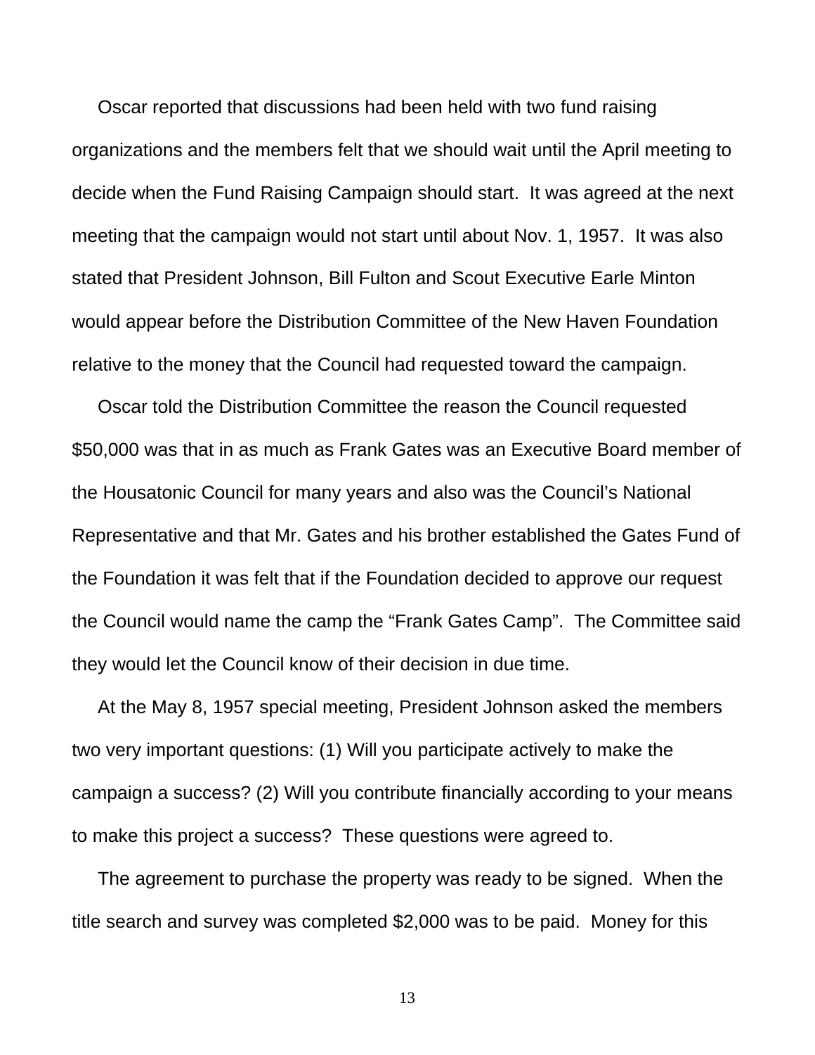Oscar reported that discussions had been held with two fund raising organizations and the members felt that we should wait until the April meeting to decide when the Fund Raising Campaign should start. It was agreed at the next meeting that the campaign would not start until about Nov. 1, 1957. It was also stated that President Johnson, Bill Fulton and Scout Executive Earle Minton would appear before the Distribution Committee of the New Haven Foundation relative to the money that the Council had requested toward the campaign.

Oscar told the Distribution Committee the reason the Council requested $50,000 was that in as much as Frank Gates was an Executive Board member of the Housatonic Council for many years and also was the Council's National Representative and that Mr. Gates and his brother established the Gates Fund of the Foundation it was felt that if the Foundation decided to approve our request the Council would name the camp the "Frank Gates Camp". The Committee said they would let the Council know of their decision in due time.

At the May 8, 1957 special meeting, President Johnson asked the members two very important questions: (1) Will you participate actively to make the campaign a success? (2) Will you contribute financially according to your means to make this project a success? These questions were agreed to.

The agreement to purchase the property was ready to be signed. When the title search and survey was completed $2,000 was to be paid. Money for this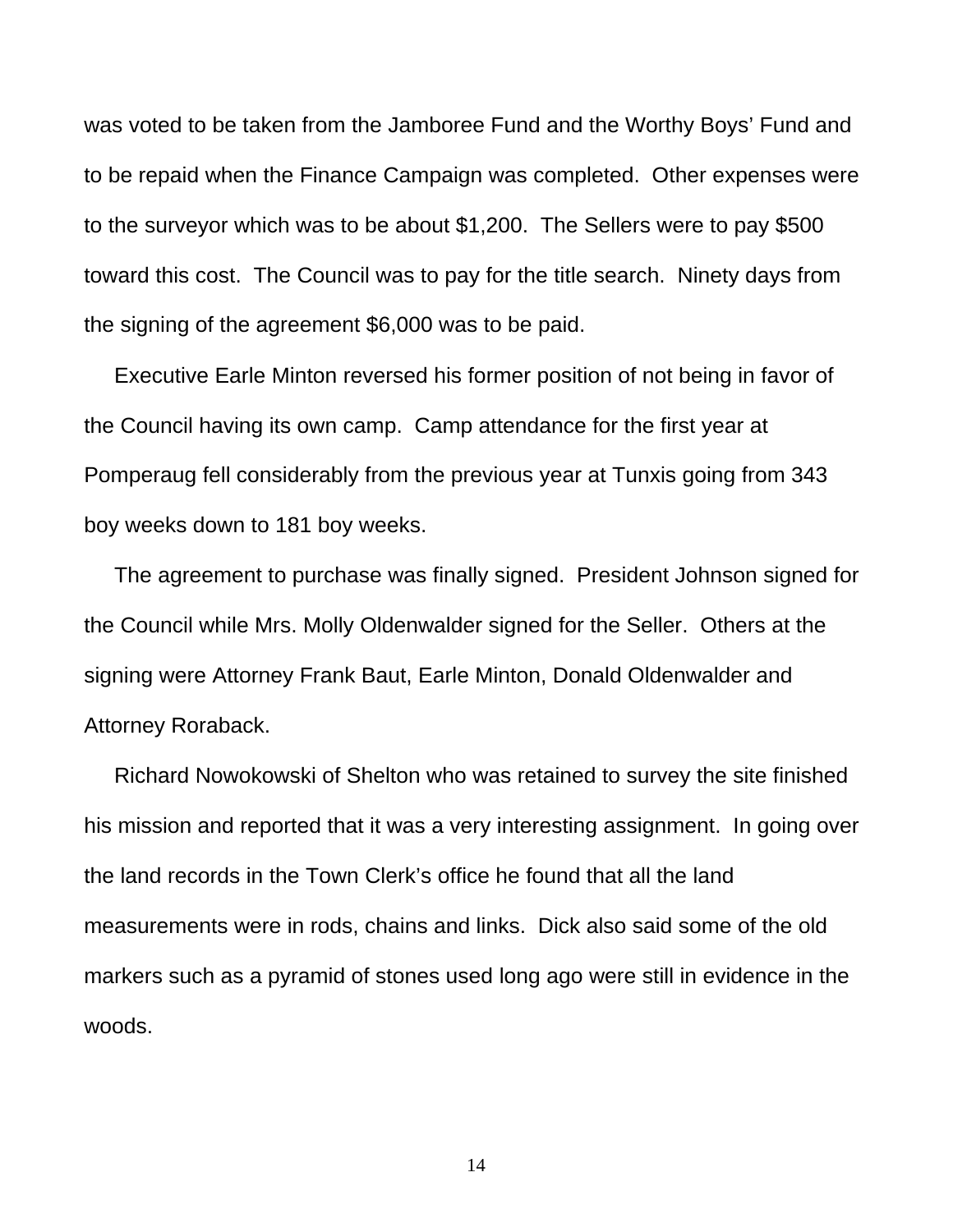was voted to be taken from the Jamboree Fund and the Worthy Boys' Fund and to be repaid when the Finance Campaign was completed. Other expenses were to the surveyor which was to be about $1,200. The Sellers were to pay $500 toward this cost. The Council was to pay for the title search. Ninety days from the signing of the agreement $6,000 was to be paid.

Executive Earle Minton reversed his former position of not being in favor of the Council having its own camp. Camp attendance for the first year at Pomperaug fell considerably from the previous year at Tunxis going from 343 boy weeks down to 181 boy weeks.

The agreement to purchase was finally signed. President Johnson signed for the Council while Mrs. Molly Oldenwalder signed for the Seller. Others at the signing were Attorney Frank Baut, Earle Minton, Donald Oldenwalder and Attorney Roraback.

Richard Nowokowski of Shelton who was retained to survey the site finished his mission and reported that it was a very interesting assignment. In going over the land records in the Town Clerk's office he found that all the land measurements were in rods, chains and links. Dick also said some of the old markers such as a pyramid of stones used long ago were still in evidence in the woods.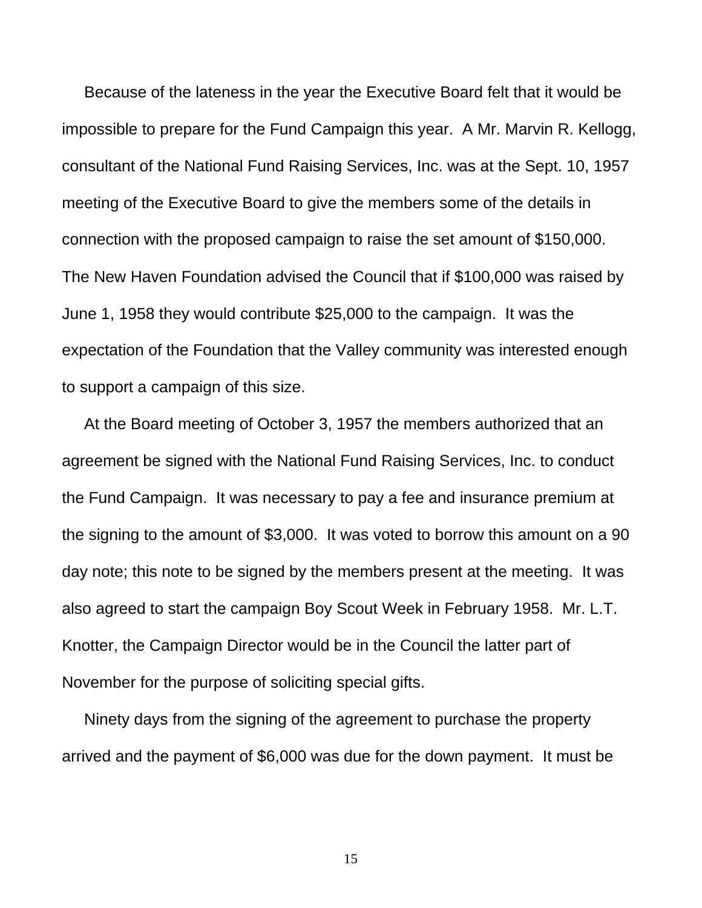Because of the lateness in the year the Executive Board felt that it would be impossible to prepare for the Fund Campaign this year. A Mr. Marvin R. Kellogg, consultant of the National Fund Raising Services, Inc. was at the Sept. 10, 1957 meeting of the Executive Board to give the members some of the details in connection with the proposed campaign to raise the set amount of $150,000. The New Haven Foundation advised the Council that if $100,000 was raised by June 1, 1958 they would contribute $25,000 to the campaign. It was the expectation of the Foundation that the Valley community was interested enough to support a campaign of this size.

At the Board meeting of October 3, 1957 the members authorized that an agreement be signed with the National Fund Raising Services, Inc. to conduct the Fund Campaign. It was necessary to pay a fee and insurance premium at the signing to the amount of $3,000. It was voted to borrow this amount on a 90 day note; this note to be signed by the members present at the meeting. It was also agreed to start the campaign Boy Scout Week in February 1958. Mr. L.T. Knotter, the Campaign Director would be in the Council the latter part of November for the purpose of soliciting special gifts.

Ninety days from the signing of the agreement to purchase the property arrived and the payment of $6,000 was due for the down payment. It must be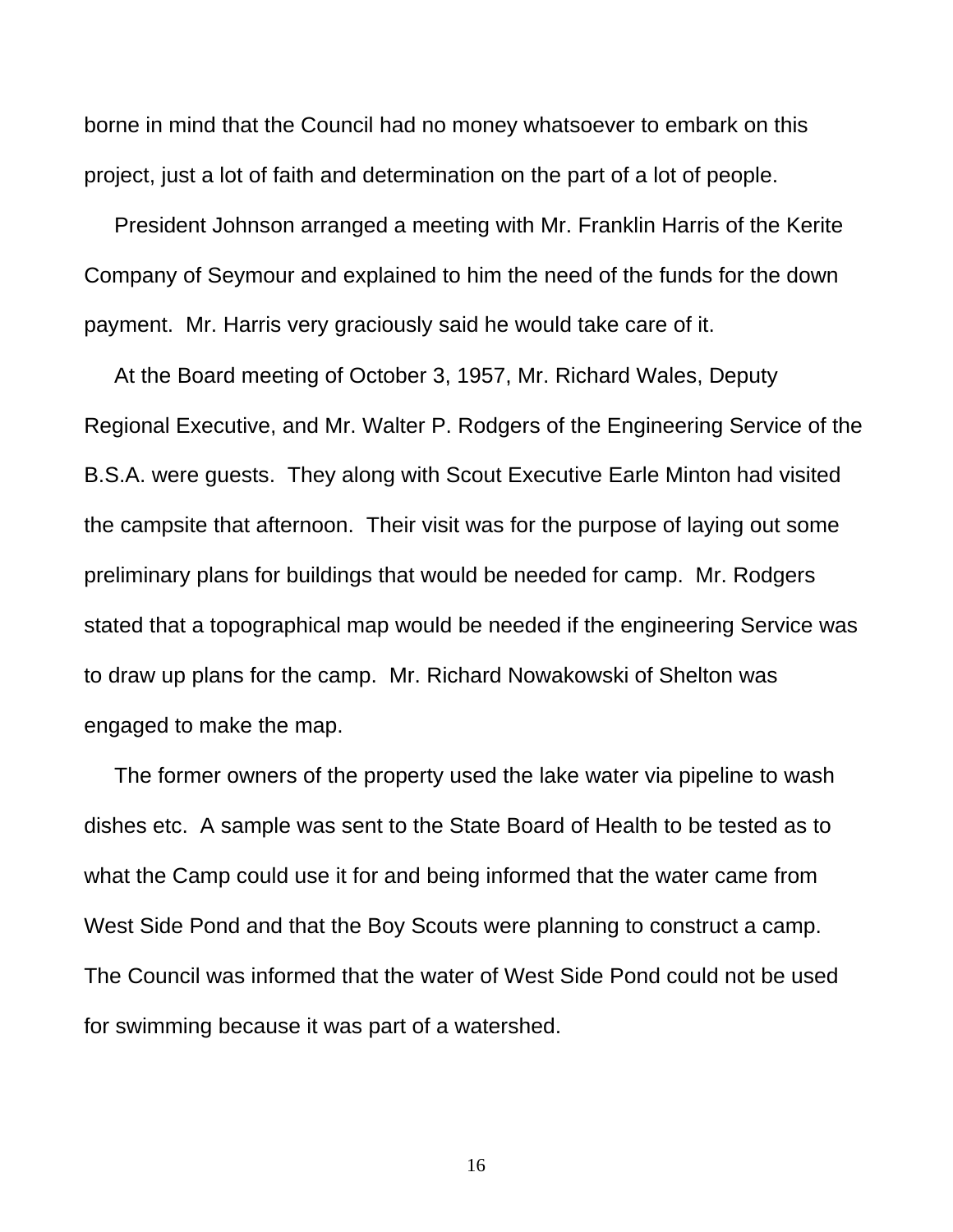borne in mind that the Council had no money whatsoever to embark on this project, just a lot of faith and determination on the part of a lot of people.

President Johnson arranged a meeting with Mr. Franklin Harris of the Kerite Company of Seymour and explained to him the need of the funds for the down payment.  Mr. Harris very graciously said he would take care of it.

At the Board meeting of October 3, 1957, Mr. Richard Wales, Deputy Regional Executive, and Mr. Walter P. Rodgers of the Engineering Service of the B.S.A. were guests.  They along with Scout Executive Earle Minton had visited the campsite that afternoon.  Their visit was for the purpose of laying out some preliminary plans for buildings that would be needed for camp.  Mr. Rodgers stated that a topographical map would be needed if the engineering Service was to draw up plans for the camp.  Mr. Richard Nowakowski of Shelton was engaged to make the map.

The former owners of the property used the lake water via pipeline to wash dishes etc.  A sample was sent to the State Board of Health to be tested as to what the Camp could use it for and being informed that the water came from West Side Pond and that the Boy Scouts were planning to construct a camp. The Council was informed that the water of West Side Pond could not be used for swimming because it was part of a watershed.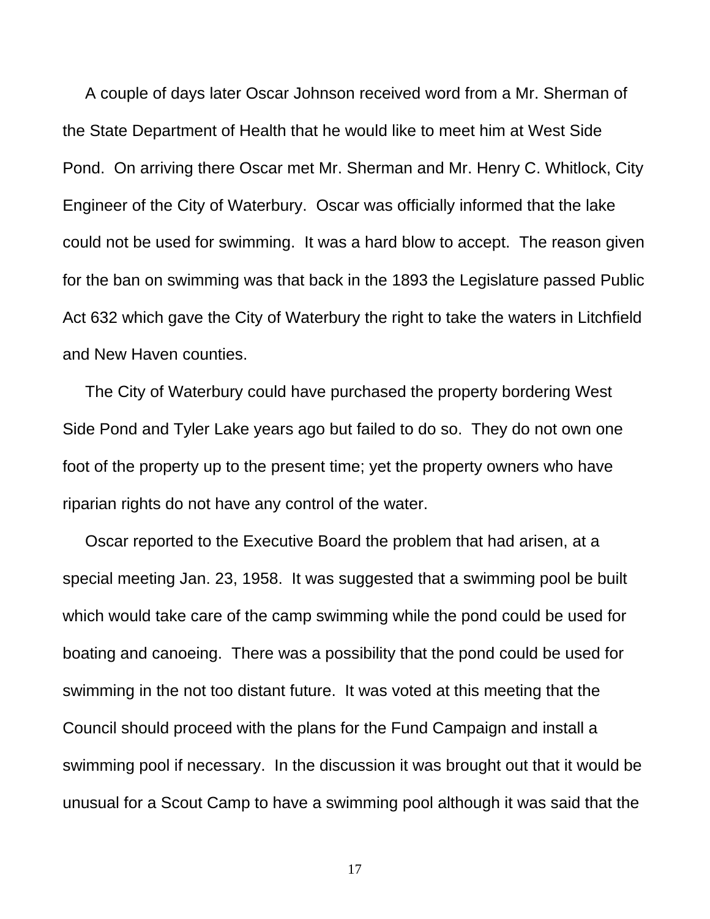A couple of days later Oscar Johnson received word from a Mr. Sherman of the State Department of Health that he would like to meet him at West Side Pond. On arriving there Oscar met Mr. Sherman and Mr. Henry C. Whitlock, City Engineer of the City of Waterbury. Oscar was officially informed that the lake could not be used for swimming. It was a hard blow to accept. The reason given for the ban on swimming was that back in the 1893 the Legislature passed Public Act 632 which gave the City of Waterbury the right to take the waters in Litchfield and New Haven counties.

The City of Waterbury could have purchased the property bordering West Side Pond and Tyler Lake years ago but failed to do so. They do not own one foot of the property up to the present time; yet the property owners who have riparian rights do not have any control of the water.

Oscar reported to the Executive Board the problem that had arisen, at a special meeting Jan. 23, 1958. It was suggested that a swimming pool be built which would take care of the camp swimming while the pond could be used for boating and canoeing. There was a possibility that the pond could be used for swimming in the not too distant future. It was voted at this meeting that the Council should proceed with the plans for the Fund Campaign and install a swimming pool if necessary. In the discussion it was brought out that it would be unusual for a Scout Camp to have a swimming pool although it was said that the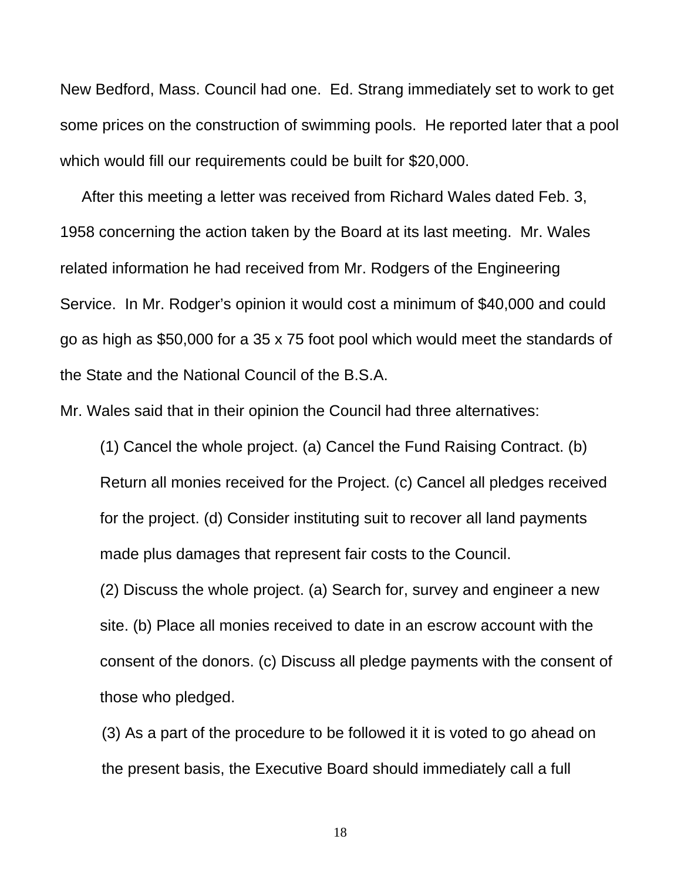New Bedford, Mass. Council had one.  Ed. Strang immediately set to work to get some prices on the construction of swimming pools.  He reported later that a pool which would fill our requirements could be built for $20,000.

After this meeting a letter was received from Richard Wales dated Feb. 3, 1958 concerning the action taken by the Board at its last meeting.  Mr. Wales related information he had received from Mr. Rodgers of the Engineering Service.  In Mr. Rodger's opinion it would cost a minimum of $40,000 and could go as high as $50,000 for a 35 x 75 foot pool which would meet the standards of the State and the National Council of the B.S.A.

Mr. Wales said that in their opinion the Council had three alternatives:

(1) Cancel the whole project. (a) Cancel the Fund Raising Contract. (b) Return all monies received for the Project. (c) Cancel all pledges received for the project. (d) Consider instituting suit to recover all land payments made plus damages that represent fair costs to the Council.

(2) Discuss the whole project. (a) Search for, survey and engineer a new site. (b) Place all monies received to date in an escrow account with the consent of the donors. (c) Discuss all pledge payments with the consent of those who pledged.

(3) As a part of the procedure to be followed it it is voted to go ahead on the present basis, the Executive Board should immediately call a full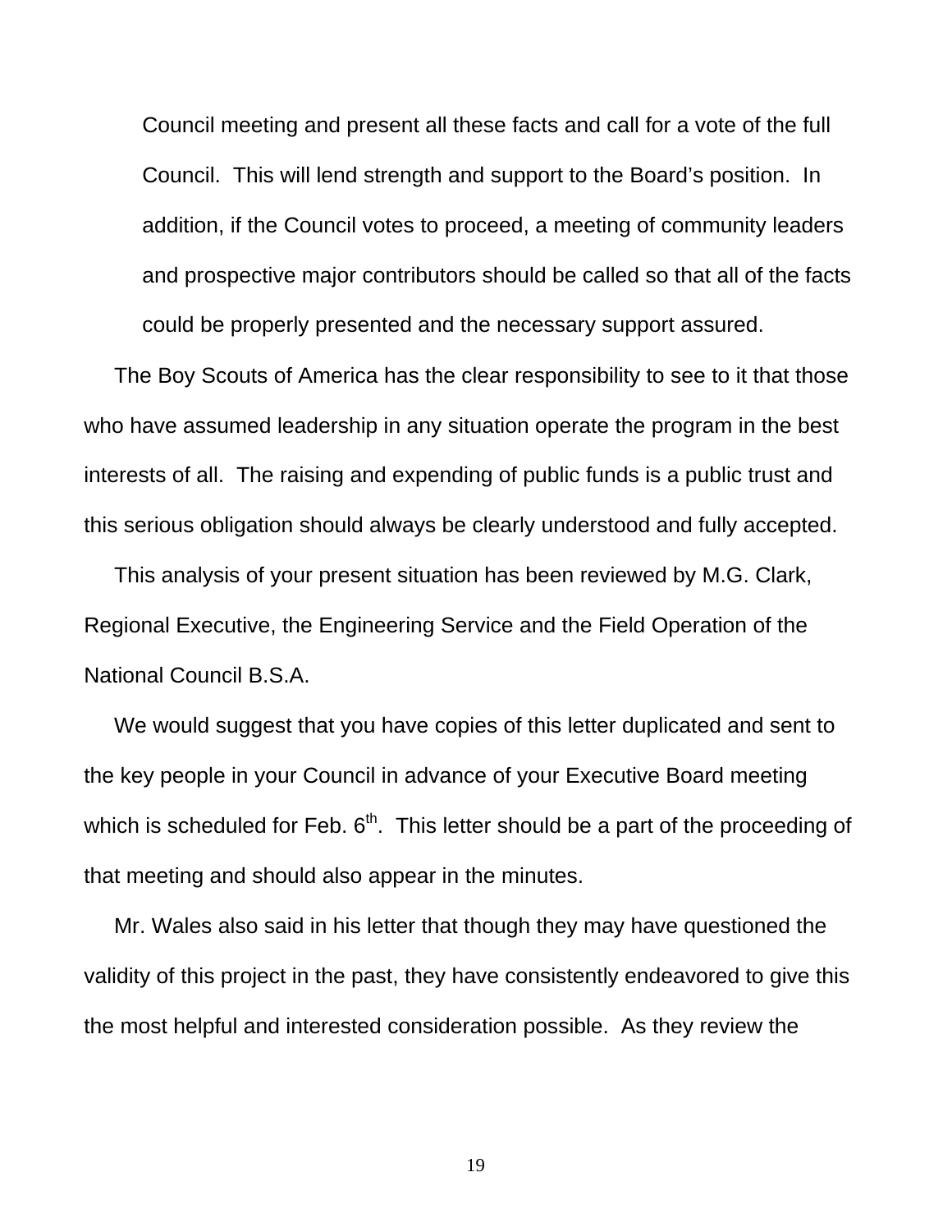Council meeting and present all these facts and call for a vote of the full Council. This will lend strength and support to the Board's position. In addition, if the Council votes to proceed, a meeting of community leaders and prospective major contributors should be called so that all of the facts could be properly presented and the necessary support assured.

The Boy Scouts of America has the clear responsibility to see to it that those who have assumed leadership in any situation operate the program in the best interests of all. The raising and expending of public funds is a public trust and this serious obligation should always be clearly understood and fully accepted.

This analysis of your present situation has been reviewed by M.G. Clark, Regional Executive, the Engineering Service and the Field Operation of the National Council B.S.A.

We would suggest that you have copies of this letter duplicated and sent to the key people in your Council in advance of your Executive Board meeting which is scheduled for Feb. 6th. This letter should be a part of the proceeding of that meeting and should also appear in the minutes.

Mr. Wales also said in his letter that though they may have questioned the validity of this project in the past, they have consistently endeavored to give this the most helpful and interested consideration possible. As they review the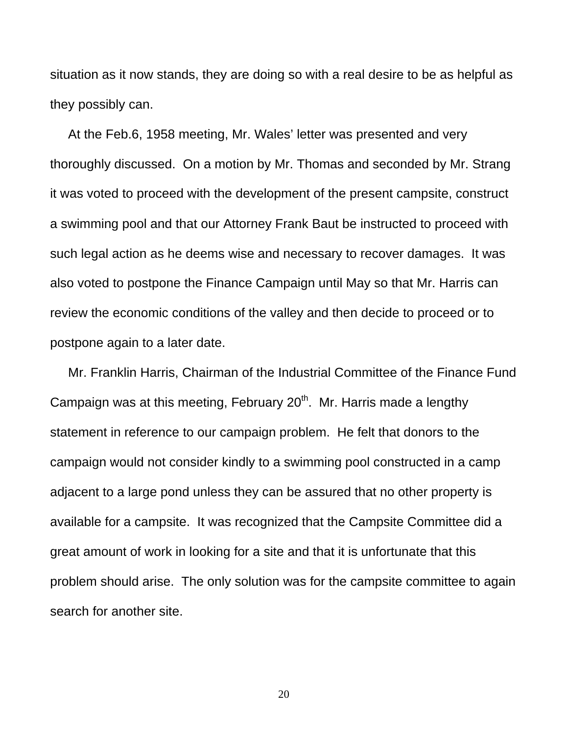situation as it now stands, they are doing so with a real desire to be as helpful as they possibly can.

At the Feb.6, 1958 meeting, Mr. Wales' letter was presented and very thoroughly discussed. On a motion by Mr. Thomas and seconded by Mr. Strang it was voted to proceed with the development of the present campsite, construct a swimming pool and that our Attorney Frank Baut be instructed to proceed with such legal action as he deems wise and necessary to recover damages. It was also voted to postpone the Finance Campaign until May so that Mr. Harris can review the economic conditions of the valley and then decide to proceed or to postpone again to a later date.

Mr. Franklin Harris, Chairman of the Industrial Committee of the Finance Fund Campaign was at this meeting, February 20th. Mr. Harris made a lengthy statement in reference to our campaign problem. He felt that donors to the campaign would not consider kindly to a swimming pool constructed in a camp adjacent to a large pond unless they can be assured that no other property is available for a campsite. It was recognized that the Campsite Committee did a great amount of work in looking for a site and that it is unfortunate that this problem should arise. The only solution was for the campsite committee to again search for another site.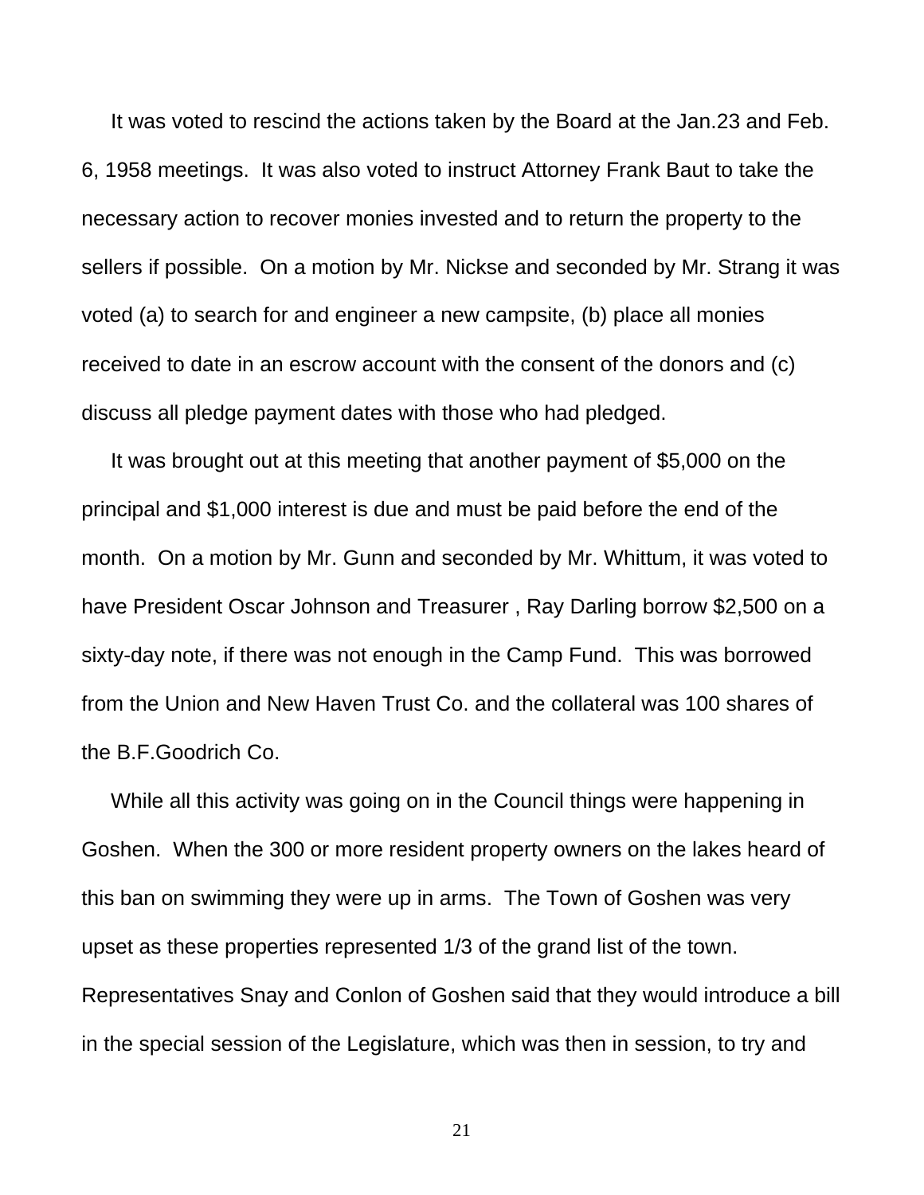It was voted to rescind the actions taken by the Board at the Jan.23 and Feb. 6, 1958 meetings. It was also voted to instruct Attorney Frank Baut to take the necessary action to recover monies invested and to return the property to the sellers if possible. On a motion by Mr. Nickse and seconded by Mr. Strang it was voted (a) to search for and engineer a new campsite, (b) place all monies received to date in an escrow account with the consent of the donors and (c) discuss all pledge payment dates with those who had pledged.

It was brought out at this meeting that another payment of $5,000 on the principal and $1,000 interest is due and must be paid before the end of the month. On a motion by Mr. Gunn and seconded by Mr. Whittum, it was voted to have President Oscar Johnson and Treasurer , Ray Darling borrow $2,500 on a sixty-day note, if there was not enough in the Camp Fund. This was borrowed from the Union and New Haven Trust Co. and the collateral was 100 shares of the B.F.Goodrich Co.

While all this activity was going on in the Council things were happening in Goshen. When the 300 or more resident property owners on the lakes heard of this ban on swimming they were up in arms. The Town of Goshen was very upset as these properties represented 1/3 of the grand list of the town. Representatives Snay and Conlon of Goshen said that they would introduce a bill in the special session of the Legislature, which was then in session, to try and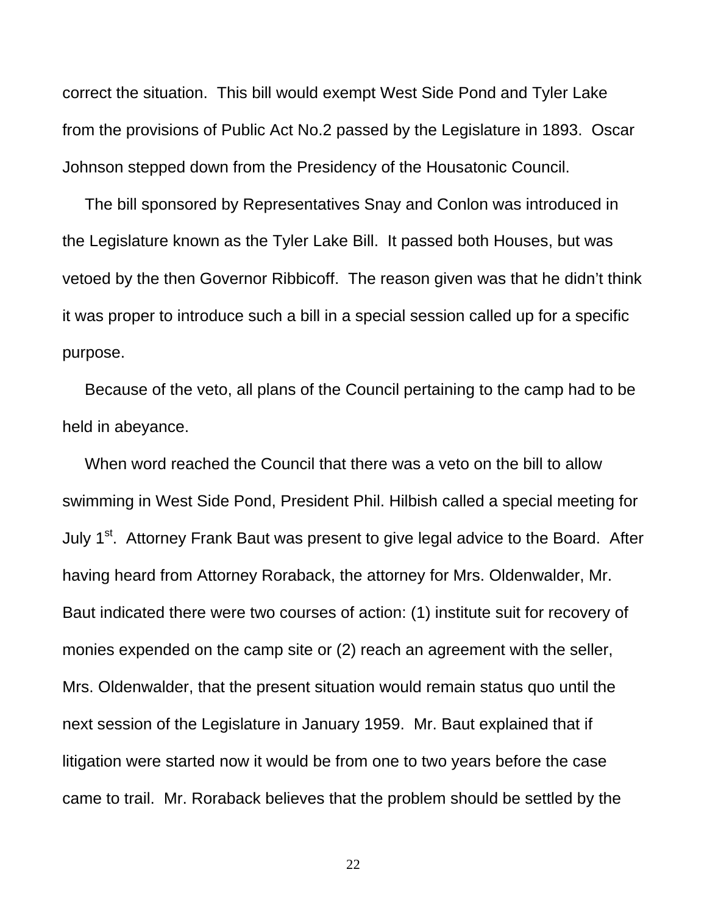correct the situation. This bill would exempt West Side Pond and Tyler Lake from the provisions of Public Act No.2 passed by the Legislature in 1893. Oscar Johnson stepped down from the Presidency of the Housatonic Council.

The bill sponsored by Representatives Snay and Conlon was introduced in the Legislature known as the Tyler Lake Bill. It passed both Houses, but was vetoed by the then Governor Ribbicoff. The reason given was that he didn't think it was proper to introduce such a bill in a special session called up for a specific purpose.

Because of the veto, all plans of the Council pertaining to the camp had to be held in abeyance.

When word reached the Council that there was a veto on the bill to allow swimming in West Side Pond, President Phil. Hilbish called a special meeting for July 1st. Attorney Frank Baut was present to give legal advice to the Board. After having heard from Attorney Roraback, the attorney for Mrs. Oldenwalder, Mr. Baut indicated there were two courses of action: (1) institute suit for recovery of monies expended on the camp site or (2) reach an agreement with the seller, Mrs. Oldenwalder, that the present situation would remain status quo until the next session of the Legislature in January 1959. Mr. Baut explained that if litigation were started now it would be from one to two years before the case came to trail. Mr. Roraback believes that the problem should be settled by the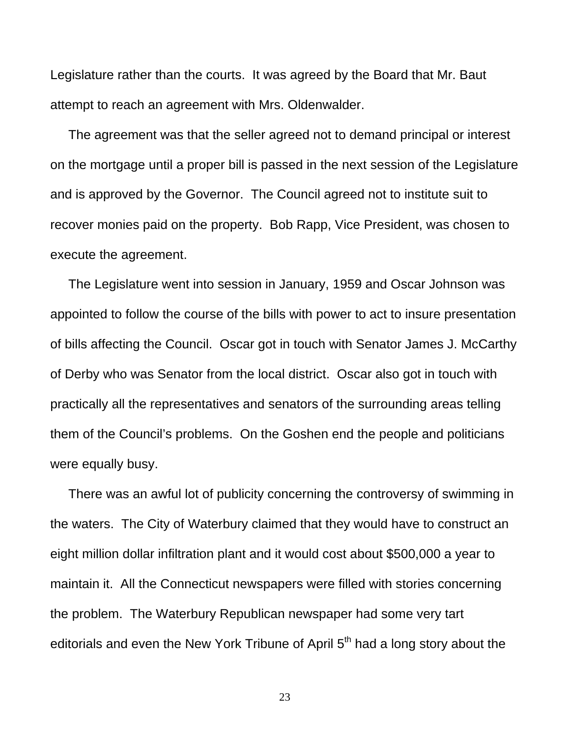Legislature rather than the courts. It was agreed by the Board that Mr. Baut attempt to reach an agreement with Mrs. Oldenwalder.

The agreement was that the seller agreed not to demand principal or interest on the mortgage until a proper bill is passed in the next session of the Legislature and is approved by the Governor. The Council agreed not to institute suit to recover monies paid on the property. Bob Rapp, Vice President, was chosen to execute the agreement.

The Legislature went into session in January, 1959 and Oscar Johnson was appointed to follow the course of the bills with power to act to insure presentation of bills affecting the Council. Oscar got in touch with Senator James J. McCarthy of Derby who was Senator from the local district. Oscar also got in touch with practically all the representatives and senators of the surrounding areas telling them of the Council's problems. On the Goshen end the people and politicians were equally busy.

There was an awful lot of publicity concerning the controversy of swimming in the waters. The City of Waterbury claimed that they would have to construct an eight million dollar infiltration plant and it would cost about $500,000 a year to maintain it. All the Connecticut newspapers were filled with stories concerning the problem. The Waterbury Republican newspaper had some very tart editorials and even the New York Tribune of April 5th had a long story about the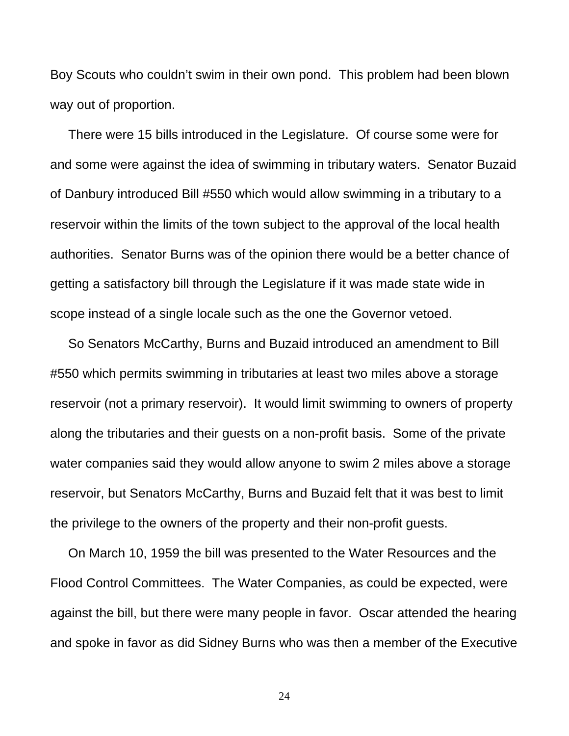Boy Scouts who couldn't swim in their own pond. This problem had been blown way out of proportion.

There were 15 bills introduced in the Legislature. Of course some were for and some were against the idea of swimming in tributary waters. Senator Buzaid of Danbury introduced Bill #550 which would allow swimming in a tributary to a reservoir within the limits of the town subject to the approval of the local health authorities. Senator Burns was of the opinion there would be a better chance of getting a satisfactory bill through the Legislature if it was made state wide in scope instead of a single locale such as the one the Governor vetoed.

So Senators McCarthy, Burns and Buzaid introduced an amendment to Bill #550 which permits swimming in tributaries at least two miles above a storage reservoir (not a primary reservoir). It would limit swimming to owners of property along the tributaries and their guests on a non-profit basis. Some of the private water companies said they would allow anyone to swim 2 miles above a storage reservoir, but Senators McCarthy, Burns and Buzaid felt that it was best to limit the privilege to the owners of the property and their non-profit guests.

On March 10, 1959 the bill was presented to the Water Resources and the Flood Control Committees. The Water Companies, as could be expected, were against the bill, but there were many people in favor. Oscar attended the hearing and spoke in favor as did Sidney Burns who was then a member of the Executive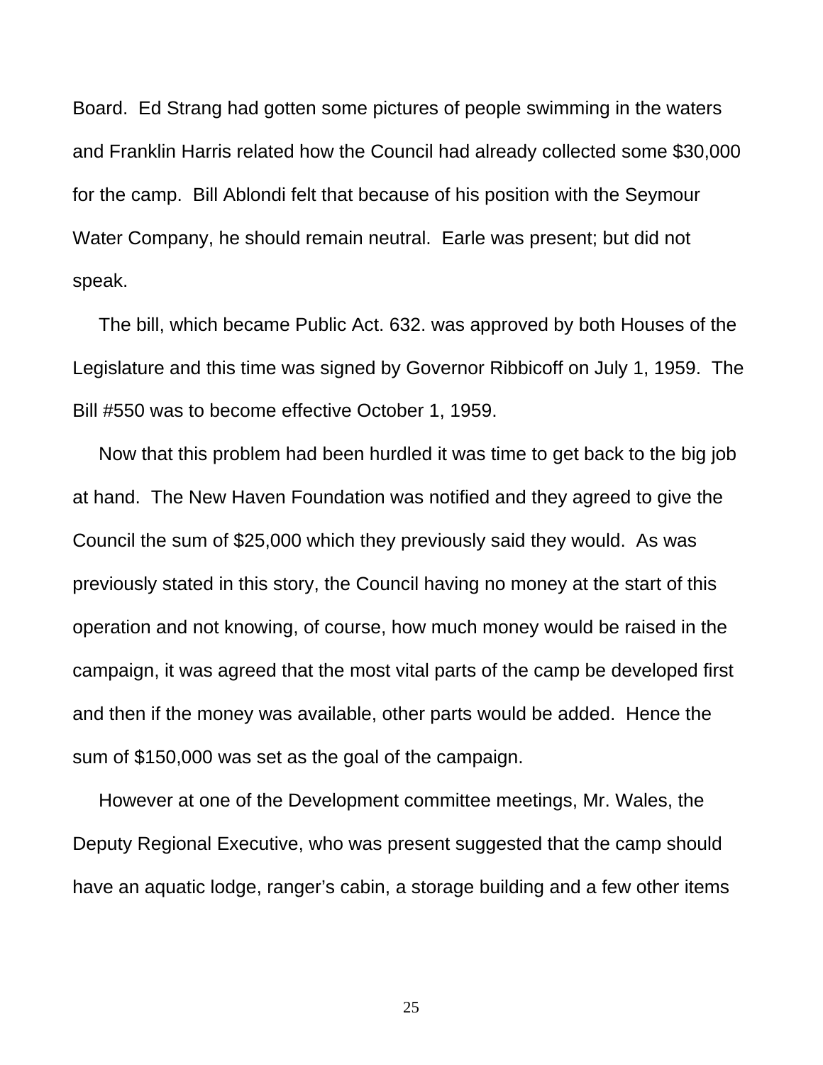Board. Ed Strang had gotten some pictures of people swimming in the waters and Franklin Harris related how the Council had already collected some $30,000 for the camp. Bill Ablondi felt that because of his position with the Seymour Water Company, he should remain neutral. Earle was present; but did not speak.

The bill, which became Public Act. 632. was approved by both Houses of the Legislature and this time was signed by Governor Ribbicoff on July 1, 1959. The Bill #550 was to become effective October 1, 1959.

Now that this problem had been hurdled it was time to get back to the big job at hand. The New Haven Foundation was notified and they agreed to give the Council the sum of $25,000 which they previously said they would. As was previously stated in this story, the Council having no money at the start of this operation and not knowing, of course, how much money would be raised in the campaign, it was agreed that the most vital parts of the camp be developed first and then if the money was available, other parts would be added. Hence the sum of $150,000 was set as the goal of the campaign.

However at one of the Development committee meetings, Mr. Wales, the Deputy Regional Executive, who was present suggested that the camp should have an aquatic lodge, ranger's cabin, a storage building and a few other items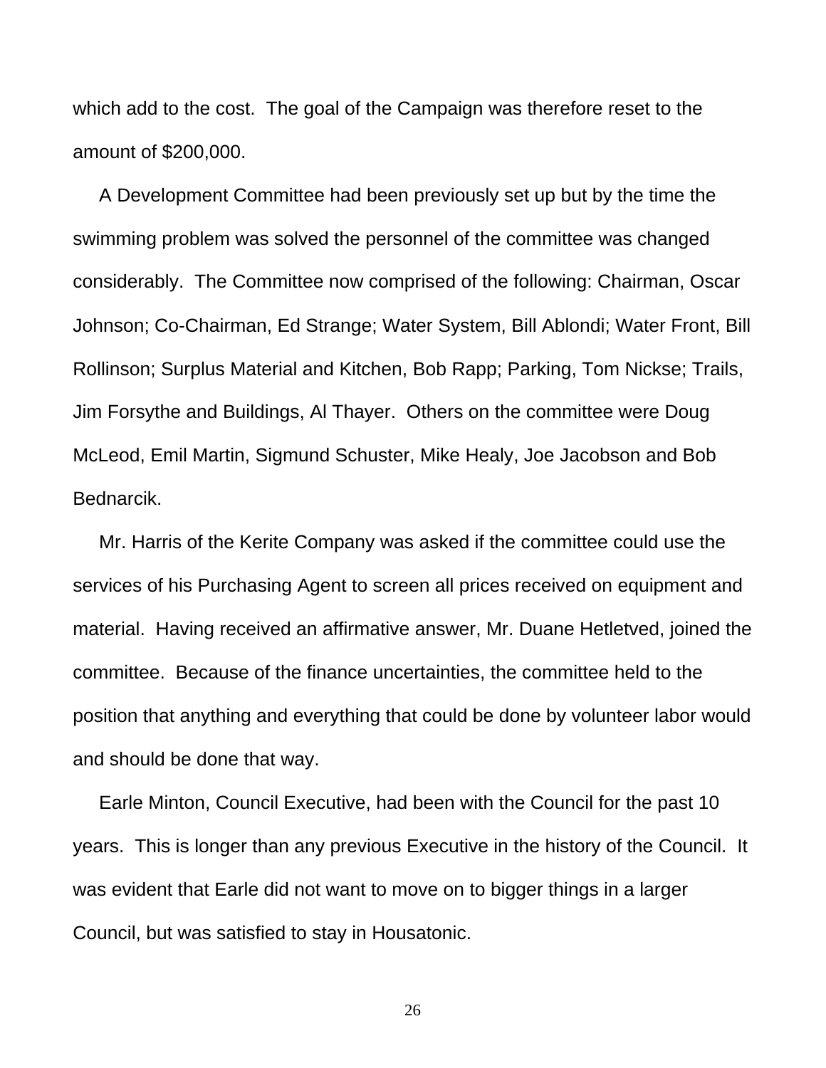which add to the cost. The goal of the Campaign was therefore reset to the amount of $200,000.

A Development Committee had been previously set up but by the time the swimming problem was solved the personnel of the committee was changed considerably. The Committee now comprised of the following: Chairman, Oscar Johnson; Co-Chairman, Ed Strange; Water System, Bill Ablondi; Water Front, Bill Rollinson; Surplus Material and Kitchen, Bob Rapp; Parking, Tom Nickse; Trails, Jim Forsythe and Buildings, Al Thayer. Others on the committee were Doug McLeod, Emil Martin, Sigmund Schuster, Mike Healy, Joe Jacobson and Bob Bednarcik.

Mr. Harris of the Kerite Company was asked if the committee could use the services of his Purchasing Agent to screen all prices received on equipment and material. Having received an affirmative answer, Mr. Duane Hetletved, joined the committee. Because of the finance uncertainties, the committee held to the position that anything and everything that could be done by volunteer labor would and should be done that way.

Earle Minton, Council Executive, had been with the Council for the past 10 years. This is longer than any previous Executive in the history of the Council. It was evident that Earle did not want to move on to bigger things in a larger Council, but was satisfied to stay in Housatonic.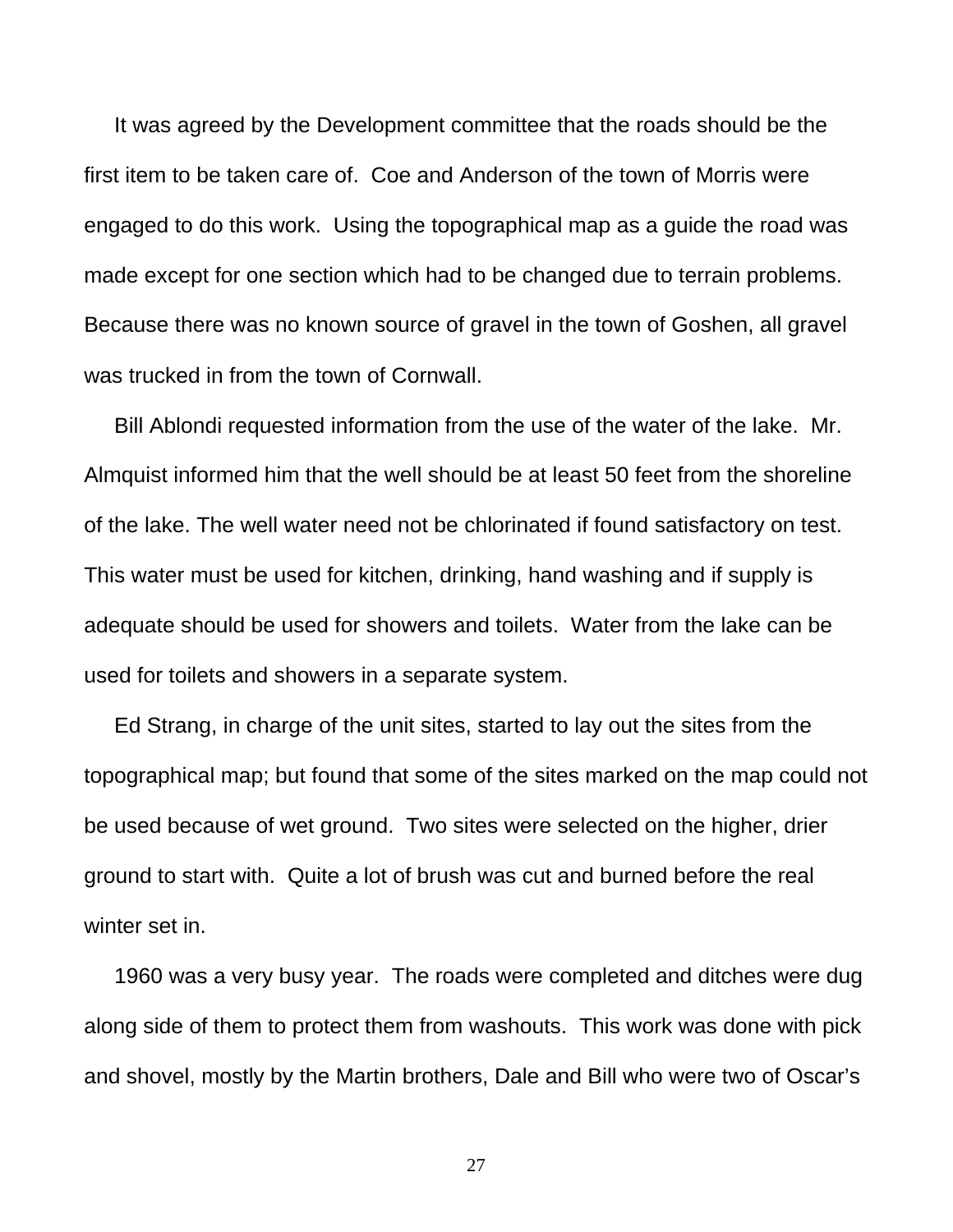It was agreed by the Development committee that the roads should be the first item to be taken care of. Coe and Anderson of the town of Morris were engaged to do this work. Using the topographical map as a guide the road was made except for one section which had to be changed due to terrain problems. Because there was no known source of gravel in the town of Goshen, all gravel was trucked in from the town of Cornwall.

Bill Ablondi requested information from the use of the water of the lake. Mr. Almquist informed him that the well should be at least 50 feet from the shoreline of the lake. The well water need not be chlorinated if found satisfactory on test. This water must be used for kitchen, drinking, hand washing and if supply is adequate should be used for showers and toilets. Water from the lake can be used for toilets and showers in a separate system.

Ed Strang, in charge of the unit sites, started to lay out the sites from the topographical map; but found that some of the sites marked on the map could not be used because of wet ground. Two sites were selected on the higher, drier ground to start with. Quite a lot of brush was cut and burned before the real winter set in.

1960 was a very busy year. The roads were completed and ditches were dug along side of them to protect them from washouts. This work was done with pick and shovel, mostly by the Martin brothers, Dale and Bill who were two of Oscar's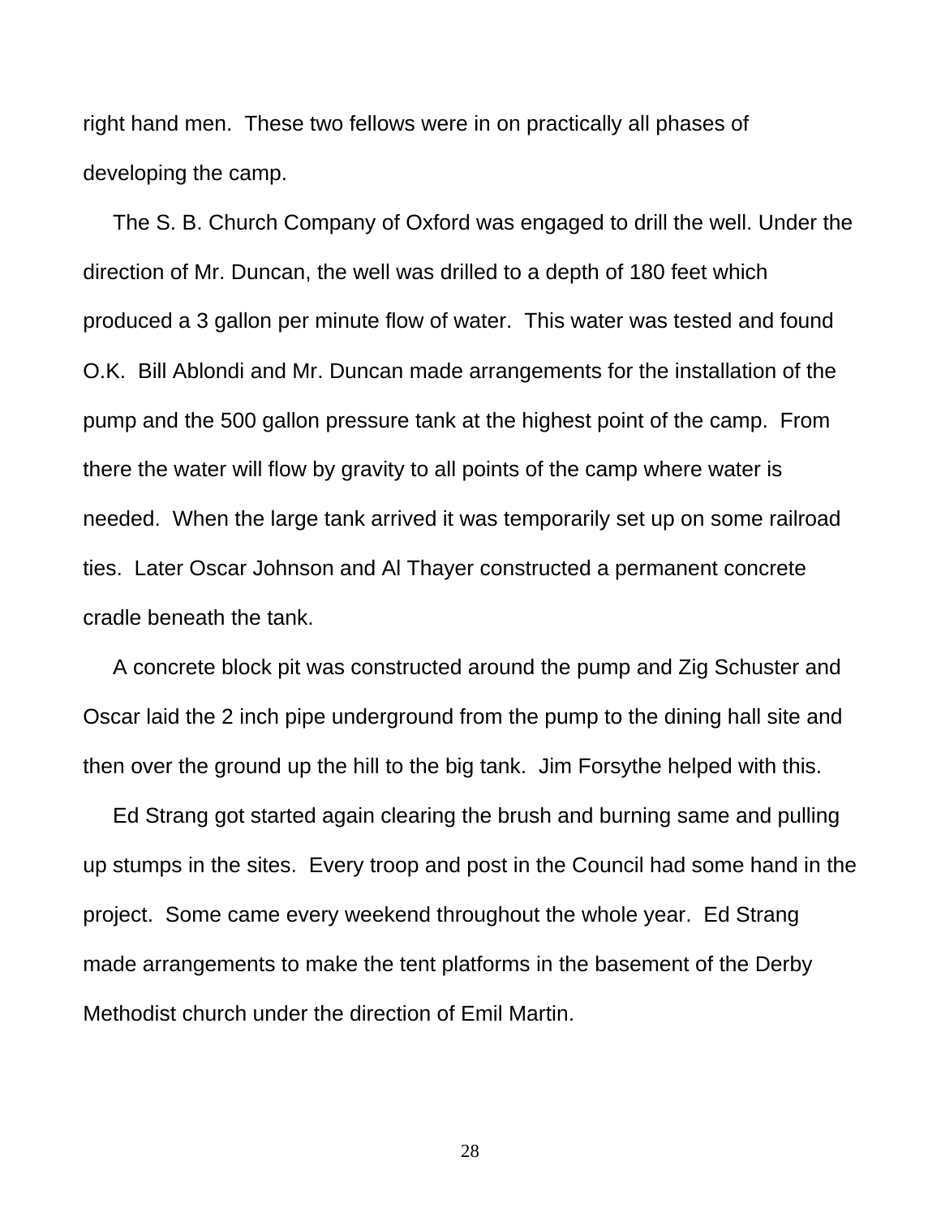right hand men.  These two fellows were in on practically all phases of developing the camp.

The S. B. Church Company of Oxford was engaged to drill the well. Under the direction of Mr. Duncan, the well was drilled to a depth of 180 feet which produced a 3 gallon per minute flow of water.  This water was tested and found O.K.  Bill Ablondi and Mr. Duncan made arrangements for the installation of the pump and the 500 gallon pressure tank at the highest point of the camp.  From there the water will flow by gravity to all points of the camp where water is needed.  When the large tank arrived it was temporarily set up on some railroad ties.  Later Oscar Johnson and Al Thayer constructed a permanent concrete cradle beneath the tank.

A concrete block pit was constructed around the pump and Zig Schuster and Oscar laid the 2 inch pipe underground from the pump to the dining hall site and then over the ground up the hill to the big tank.  Jim Forsythe helped with this.

Ed Strang got started again clearing the brush and burning same and pulling up stumps in the sites.  Every troop and post in the Council had some hand in the project.  Some came every weekend throughout the whole year.  Ed Strang made arrangements to make the tent platforms in the basement of the Derby Methodist church under the direction of Emil Martin.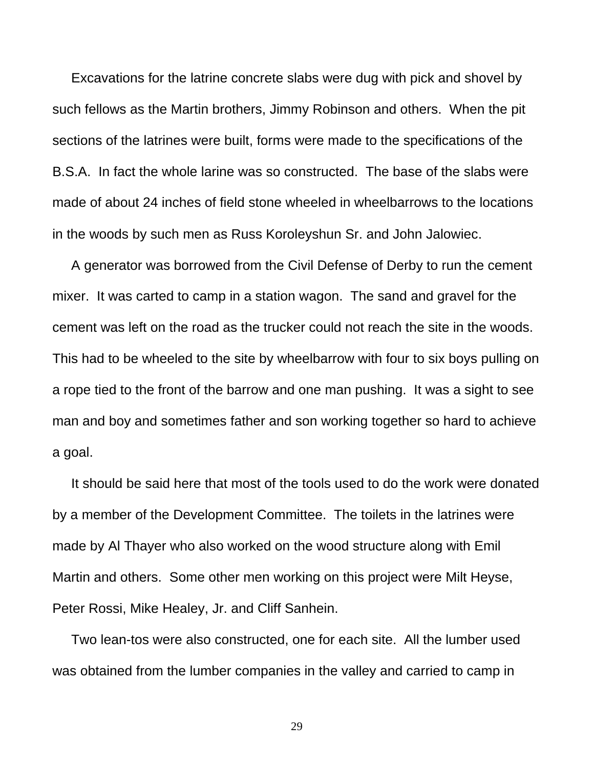Excavations for the latrine concrete slabs were dug with pick and shovel by such fellows as the Martin brothers, Jimmy Robinson and others. When the pit sections of the latrines were built, forms were made to the specifications of the B.S.A. In fact the whole larine was so constructed. The base of the slabs were made of about 24 inches of field stone wheeled in wheelbarrows to the locations in the woods by such men as Russ Koroleyshun Sr. and John Jalowiec.

A generator was borrowed from the Civil Defense of Derby to run the cement mixer. It was carted to camp in a station wagon. The sand and gravel for the cement was left on the road as the trucker could not reach the site in the woods. This had to be wheeled to the site by wheelbarrow with four to six boys pulling on a rope tied to the front of the barrow and one man pushing. It was a sight to see man and boy and sometimes father and son working together so hard to achieve a goal.

It should be said here that most of the tools used to do the work were donated by a member of the Development Committee. The toilets in the latrines were made by Al Thayer who also worked on the wood structure along with Emil Martin and others. Some other men working on this project were Milt Heyse, Peter Rossi, Mike Healey, Jr. and Cliff Sanhein.

Two lean-tos were also constructed, one for each site. All the lumber used was obtained from the lumber companies in the valley and carried to camp in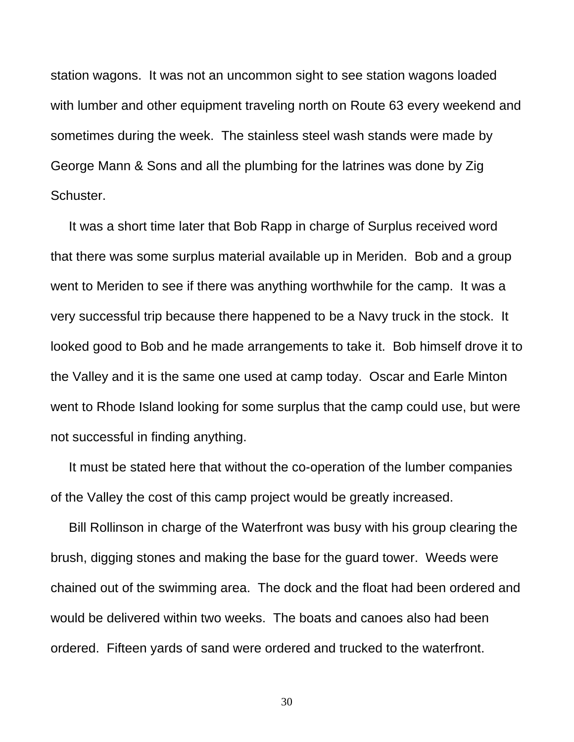station wagons.  It was not an uncommon sight to see station wagons loaded with lumber and other equipment traveling north on Route 63 every weekend and sometimes during the week.  The stainless steel wash stands were made by George Mann & Sons and all the plumbing for the latrines was done by Zig Schuster.

It was a short time later that Bob Rapp in charge of Surplus received word that there was some surplus material available up in Meriden.  Bob and a group went to Meriden to see if there was anything worthwhile for the camp.  It was a very successful trip because there happened to be a Navy truck in the stock.  It looked good to Bob and he made arrangements to take it.  Bob himself drove it to the Valley and it is the same one used at camp today.  Oscar and Earle Minton went to Rhode Island looking for some surplus that the camp could use, but were not successful in finding anything.

It must be stated here that without the co-operation of the lumber companies of the Valley the cost of this camp project would be greatly increased.

Bill Rollinson in charge of the Waterfront was busy with his group clearing the brush, digging stones and making the base for the guard tower.  Weeds were chained out of the swimming area.  The dock and the float had been ordered and would be delivered within two weeks.  The boats and canoes also had been ordered.  Fifteen yards of sand were ordered and trucked to the waterfront.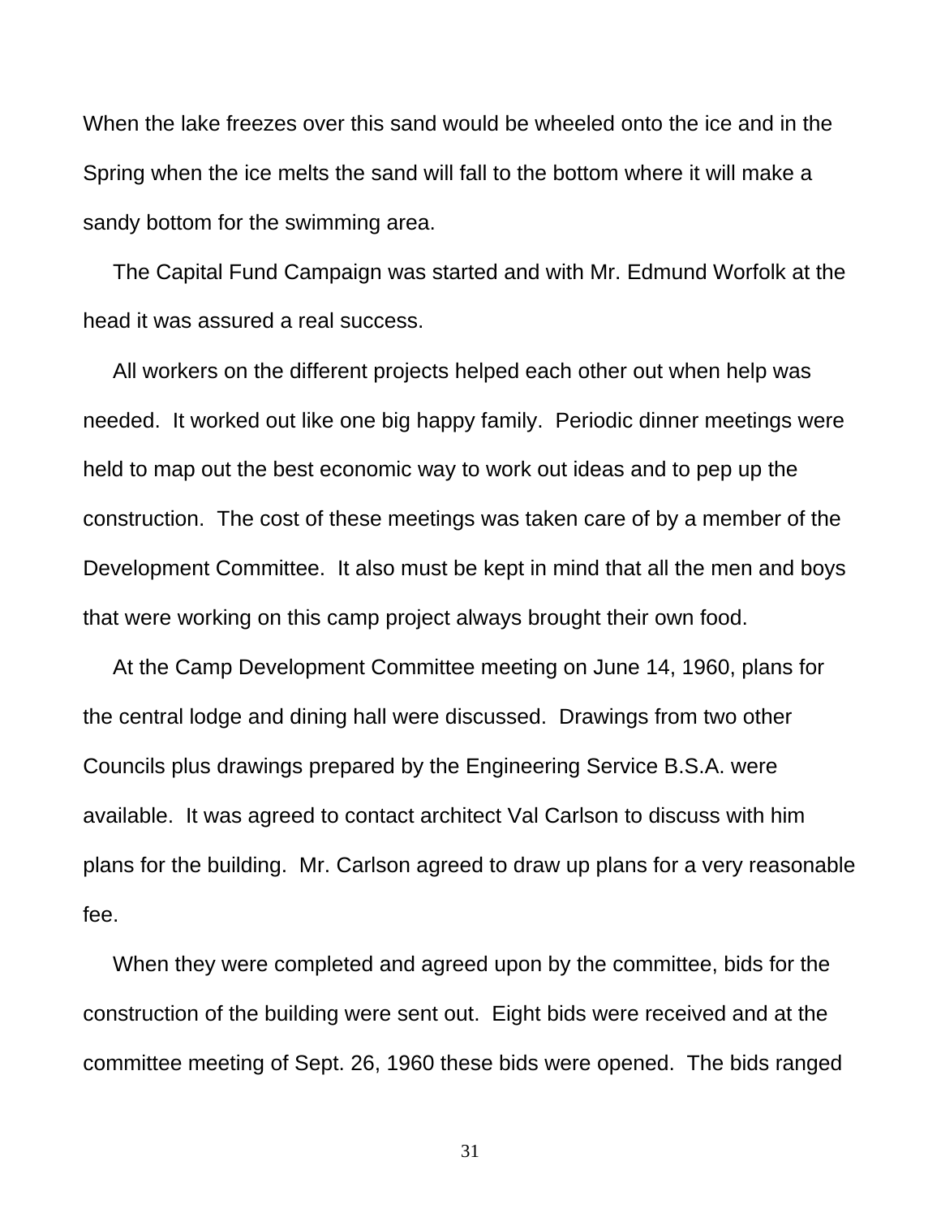When the lake freezes over this sand would be wheeled onto the ice and in the Spring when the ice melts the sand will fall to the bottom where it will make a sandy bottom for the swimming area.

The Capital Fund Campaign was started and with Mr. Edmund Worfolk at the head it was assured a real success.

All workers on the different projects helped each other out when help was needed. It worked out like one big happy family. Periodic dinner meetings were held to map out the best economic way to work out ideas and to pep up the construction. The cost of these meetings was taken care of by a member of the Development Committee. It also must be kept in mind that all the men and boys that were working on this camp project always brought their own food.

At the Camp Development Committee meeting on June 14, 1960, plans for the central lodge and dining hall were discussed. Drawings from two other Councils plus drawings prepared by the Engineering Service B.S.A. were available. It was agreed to contact architect Val Carlson to discuss with him plans for the building. Mr. Carlson agreed to draw up plans for a very reasonable fee.

When they were completed and agreed upon by the committee, bids for the construction of the building were sent out. Eight bids were received and at the committee meeting of Sept. 26, 1960 these bids were opened. The bids ranged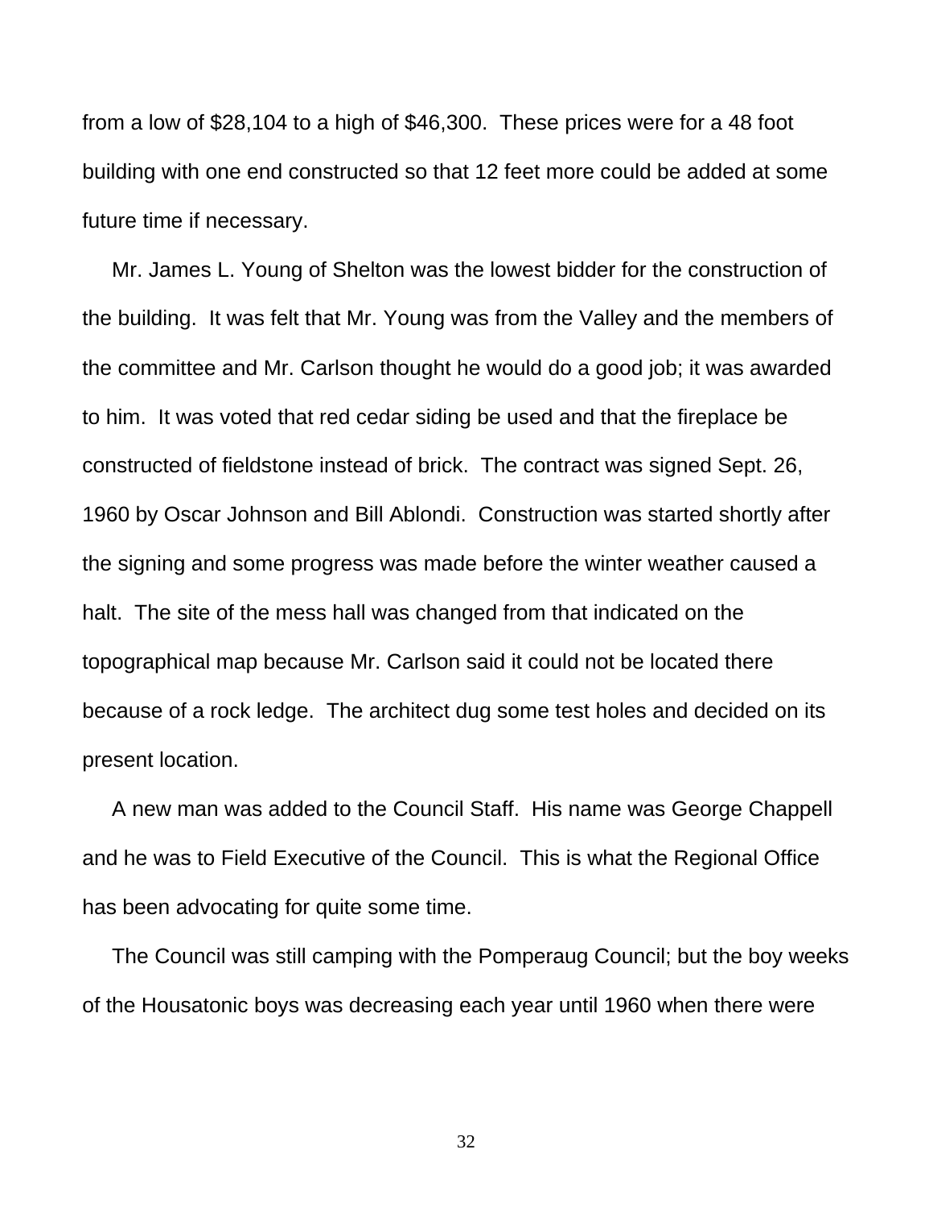from a low of $28,104 to a high of $46,300.  These prices were for a 48 foot building with one end constructed so that 12 feet more could be added at some future time if necessary.

Mr. James L. Young of Shelton was the lowest bidder for the construction of the building.  It was felt that Mr. Young was from the Valley and the members of the committee and Mr. Carlson thought he would do a good job; it was awarded to him.  It was voted that red cedar siding be used and that the fireplace be constructed of fieldstone instead of brick.  The contract was signed Sept. 26, 1960 by Oscar Johnson and Bill Ablondi.  Construction was started shortly after the signing and some progress was made before the winter weather caused a halt.  The site of the mess hall was changed from that indicated on the topographical map because Mr. Carlson said it could not be located there because of a rock ledge.  The architect dug some test holes and decided on its present location.

A new man was added to the Council Staff.  His name was George Chappell and he was to Field Executive of the Council.  This is what the Regional Office has been advocating for quite some time.

The Council was still camping with the Pomperaug Council; but the boy weeks of the Housatonic boys was decreasing each year until 1960 when there were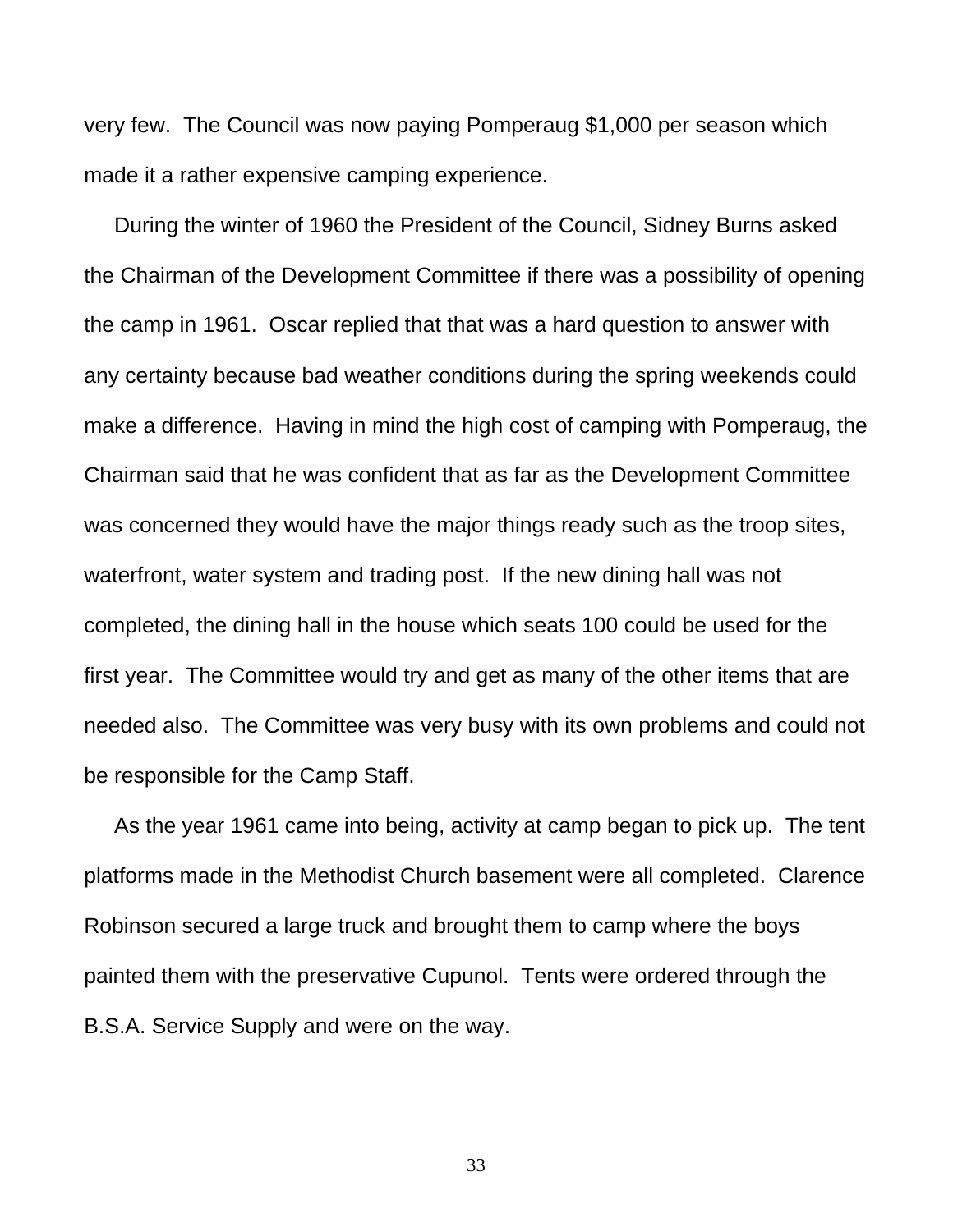very few. The Council was now paying Pomperaug $1,000 per season which made it a rather expensive camping experience.

During the winter of 1960 the President of the Council, Sidney Burns asked the Chairman of the Development Committee if there was a possibility of opening the camp in 1961. Oscar replied that that was a hard question to answer with any certainty because bad weather conditions during the spring weekends could make a difference. Having in mind the high cost of camping with Pomperaug, the Chairman said that he was confident that as far as the Development Committee was concerned they would have the major things ready such as the troop sites, waterfront, water system and trading post. If the new dining hall was not completed, the dining hall in the house which seats 100 could be used for the first year. The Committee would try and get as many of the other items that are needed also. The Committee was very busy with its own problems and could not be responsible for the Camp Staff.

As the year 1961 came into being, activity at camp began to pick up. The tent platforms made in the Methodist Church basement were all completed. Clarence Robinson secured a large truck and brought them to camp where the boys painted them with the preservative Cupunol. Tents were ordered through the B.S.A. Service Supply and were on the way.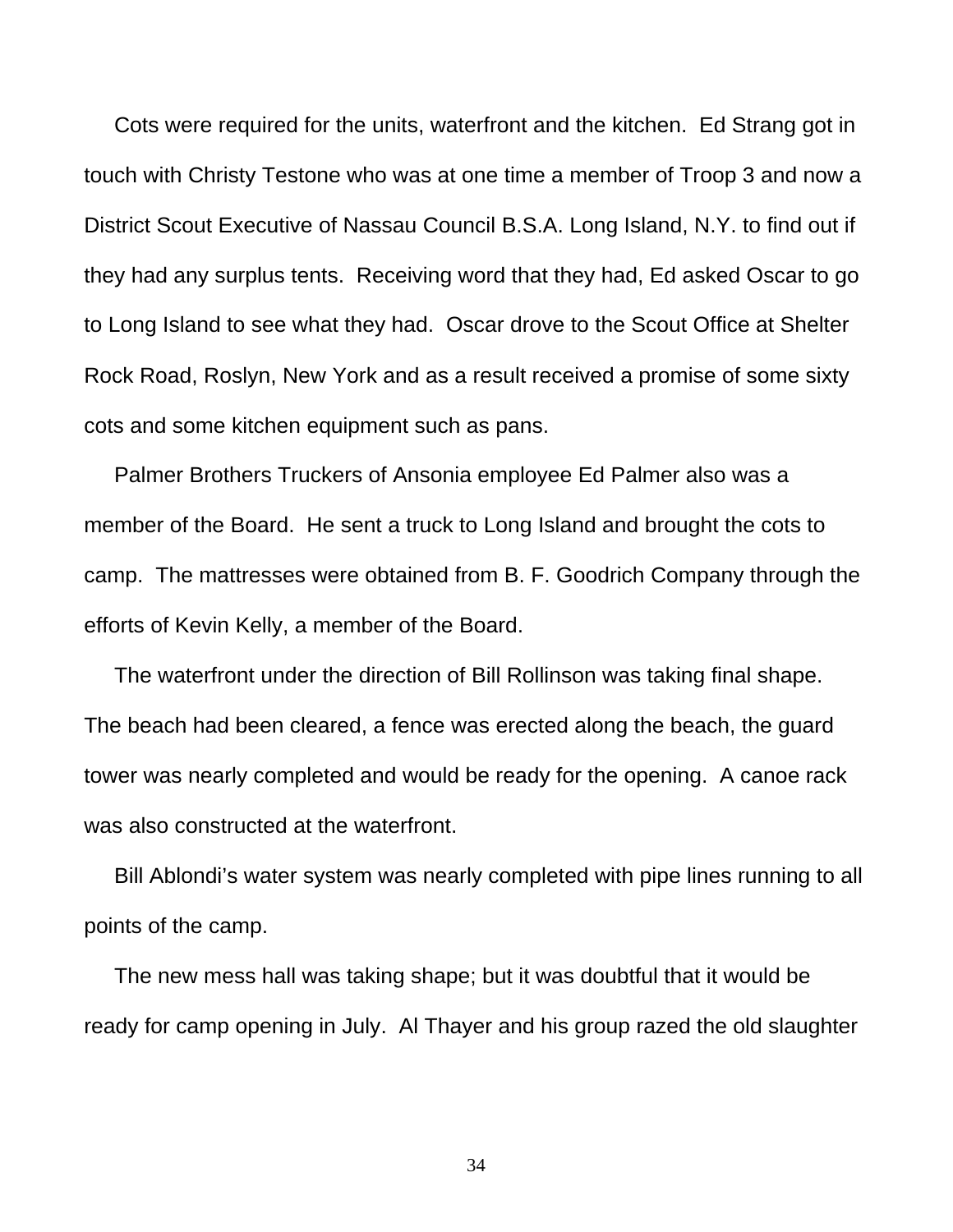Cots were required for the units, waterfront and the kitchen. Ed Strang got in touch with Christy Testone who was at one time a member of Troop 3 and now a District Scout Executive of Nassau Council B.S.A. Long Island, N.Y. to find out if they had any surplus tents. Receiving word that they had, Ed asked Oscar to go to Long Island to see what they had. Oscar drove to the Scout Office at Shelter Rock Road, Roslyn, New York and as a result received a promise of some sixty cots and some kitchen equipment such as pans.

Palmer Brothers Truckers of Ansonia employee Ed Palmer also was a member of the Board. He sent a truck to Long Island and brought the cots to camp. The mattresses were obtained from B. F. Goodrich Company through the efforts of Kevin Kelly, a member of the Board.

The waterfront under the direction of Bill Rollinson was taking final shape. The beach had been cleared, a fence was erected along the beach, the guard tower was nearly completed and would be ready for the opening. A canoe rack was also constructed at the waterfront.

Bill Ablondi's water system was nearly completed with pipe lines running to all points of the camp.

The new mess hall was taking shape; but it was doubtful that it would be ready for camp opening in July. Al Thayer and his group razed the old slaughter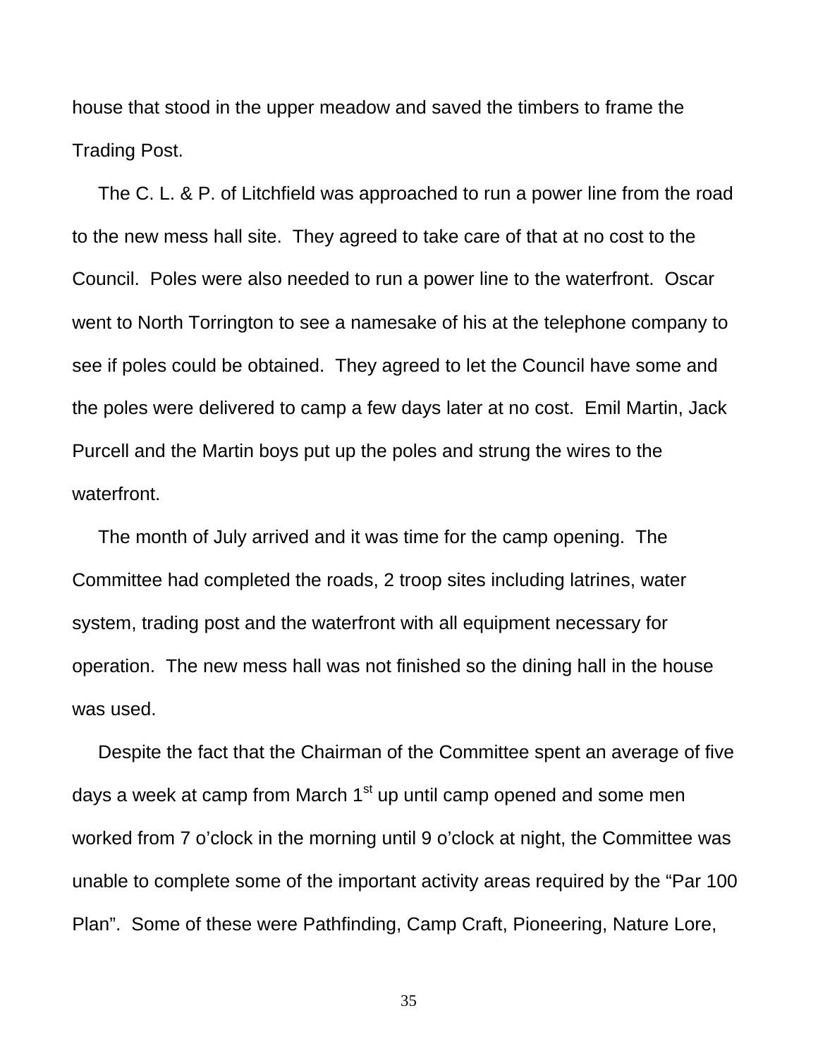house that stood in the upper meadow and saved the timbers to frame the Trading Post.

The C. L. & P. of Litchfield was approached to run a power line from the road to the new mess hall site. They agreed to take care of that at no cost to the Council. Poles were also needed to run a power line to the waterfront. Oscar went to North Torrington to see a namesake of his at the telephone company to see if poles could be obtained. They agreed to let the Council have some and the poles were delivered to camp a few days later at no cost. Emil Martin, Jack Purcell and the Martin boys put up the poles and strung the wires to the waterfront.

The month of July arrived and it was time for the camp opening. The Committee had completed the roads, 2 troop sites including latrines, water system, trading post and the waterfront with all equipment necessary for operation. The new mess hall was not finished so the dining hall in the house was used.

Despite the fact that the Chairman of the Committee spent an average of five days a week at camp from March 1st up until camp opened and some men worked from 7 o'clock in the morning until 9 o'clock at night, the Committee was unable to complete some of the important activity areas required by the "Par 100 Plan". Some of these were Pathfinding, Camp Craft, Pioneering, Nature Lore,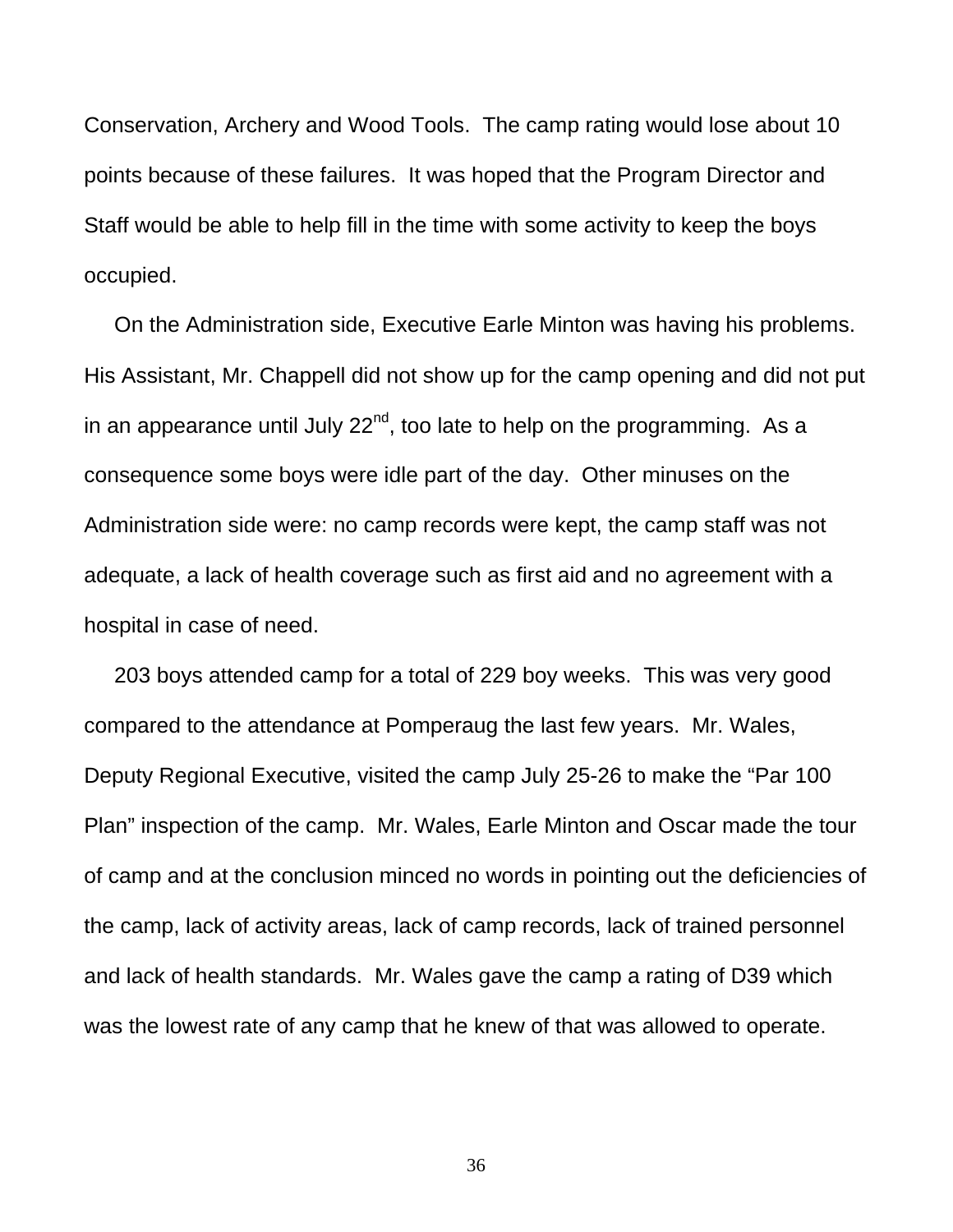Conservation, Archery and Wood Tools. The camp rating would lose about 10 points because of these failures. It was hoped that the Program Director and Staff would be able to help fill in the time with some activity to keep the boys occupied.

On the Administration side, Executive Earle Minton was having his problems. His Assistant, Mr. Chappell did not show up for the camp opening and did not put in an appearance until July 22nd, too late to help on the programming. As a consequence some boys were idle part of the day. Other minuses on the Administration side were: no camp records were kept, the camp staff was not adequate, a lack of health coverage such as first aid and no agreement with a hospital in case of need.

203 boys attended camp for a total of 229 boy weeks. This was very good compared to the attendance at Pomperaug the last few years. Mr. Wales, Deputy Regional Executive, visited the camp July 25-26 to make the "Par 100 Plan" inspection of the camp. Mr. Wales, Earle Minton and Oscar made the tour of camp and at the conclusion minced no words in pointing out the deficiencies of the camp, lack of activity areas, lack of camp records, lack of trained personnel and lack of health standards. Mr. Wales gave the camp a rating of D39 which was the lowest rate of any camp that he knew of that was allowed to operate.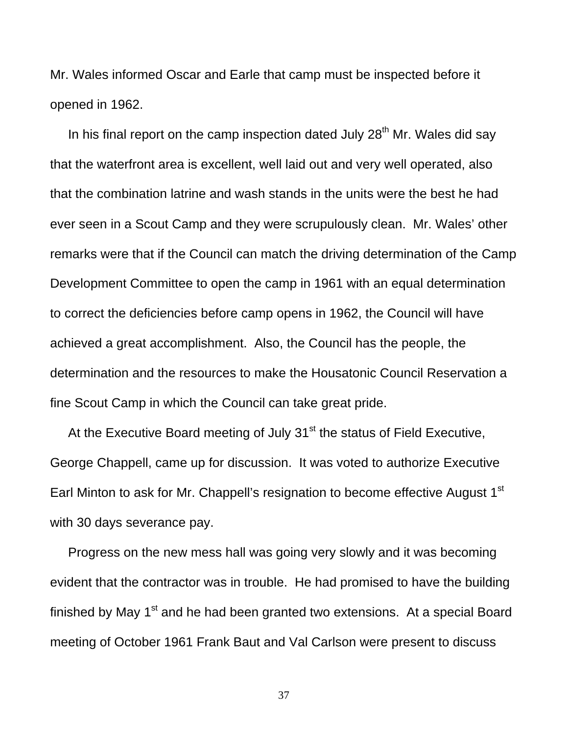Mr. Wales informed Oscar and Earle that camp must be inspected before it opened in 1962.

In his final report on the camp inspection dated July 28th Mr. Wales did say that the waterfront area is excellent, well laid out and very well operated, also that the combination latrine and wash stands in the units were the best he had ever seen in a Scout Camp and they were scrupulously clean. Mr. Wales' other remarks were that if the Council can match the driving determination of the Camp Development Committee to open the camp in 1961 with an equal determination to correct the deficiencies before camp opens in 1962, the Council will have achieved a great accomplishment. Also, the Council has the people, the determination and the resources to make the Housatonic Council Reservation a fine Scout Camp in which the Council can take great pride.

At the Executive Board meeting of July 31st the status of Field Executive, George Chappell, came up for discussion. It was voted to authorize Executive Earl Minton to ask for Mr. Chappell's resignation to become effective August 1st with 30 days severance pay.

Progress on the new mess hall was going very slowly and it was becoming evident that the contractor was in trouble. He had promised to have the building finished by May 1st and he had been granted two extensions. At a special Board meeting of October 1961 Frank Baut and Val Carlson were present to discuss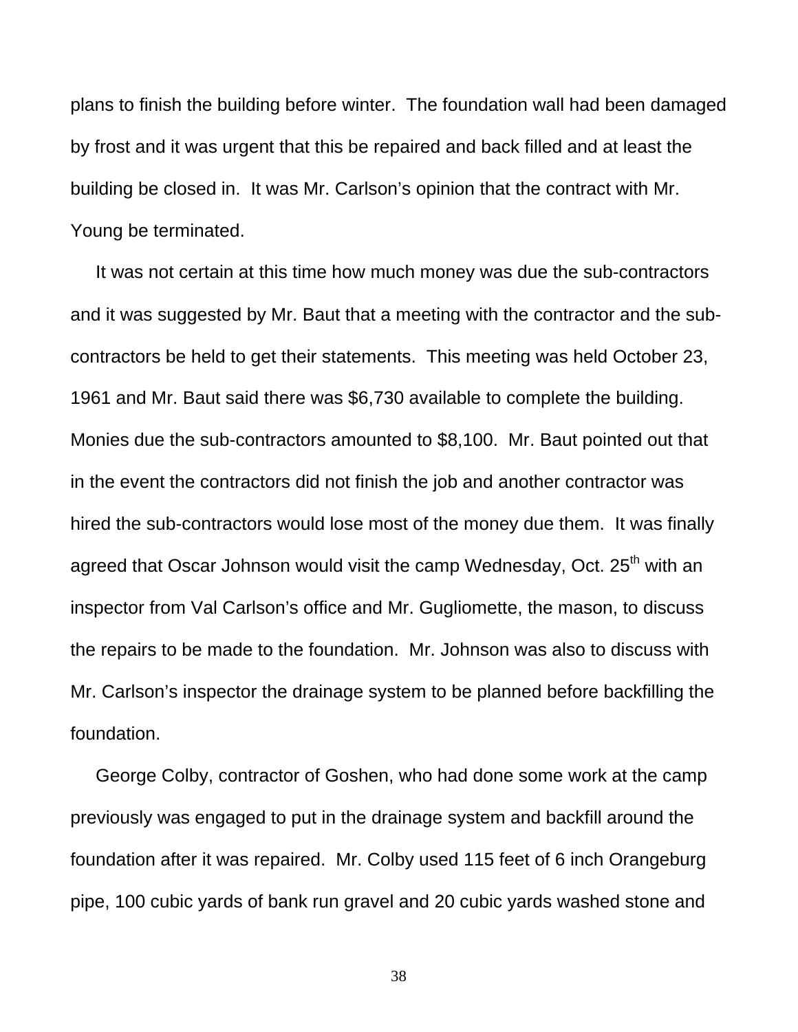plans to finish the building before winter.  The foundation wall had been damaged by frost and it was urgent that this be repaired and back filled and at least the building be closed in.  It was Mr. Carlson's opinion that the contract with Mr. Young be terminated.

It was not certain at this time how much money was due the sub-contractors and it was suggested by Mr. Baut that a meeting with the contractor and the sub-contractors be held to get their statements.  This meeting was held October 23, 1961 and Mr. Baut said there was $6,730 available to complete the building. Monies due the sub-contractors amounted to $8,100.  Mr. Baut pointed out that in the event the contractors did not finish the job and another contractor was hired the sub-contractors would lose most of the money due them.  It was finally agreed that Oscar Johnson would visit the camp Wednesday, Oct. 25th with an inspector from Val Carlson's office and Mr. Gugliomette, the mason, to discuss the repairs to be made to the foundation.  Mr. Johnson was also to discuss with Mr. Carlson's inspector the drainage system to be planned before backfilling the foundation.

George Colby, contractor of Goshen, who had done some work at the camp previously was engaged to put in the drainage system and backfill around the foundation after it was repaired.  Mr. Colby used 115 feet of 6 inch Orangeburg pipe, 100 cubic yards of bank run gravel and 20 cubic yards washed stone and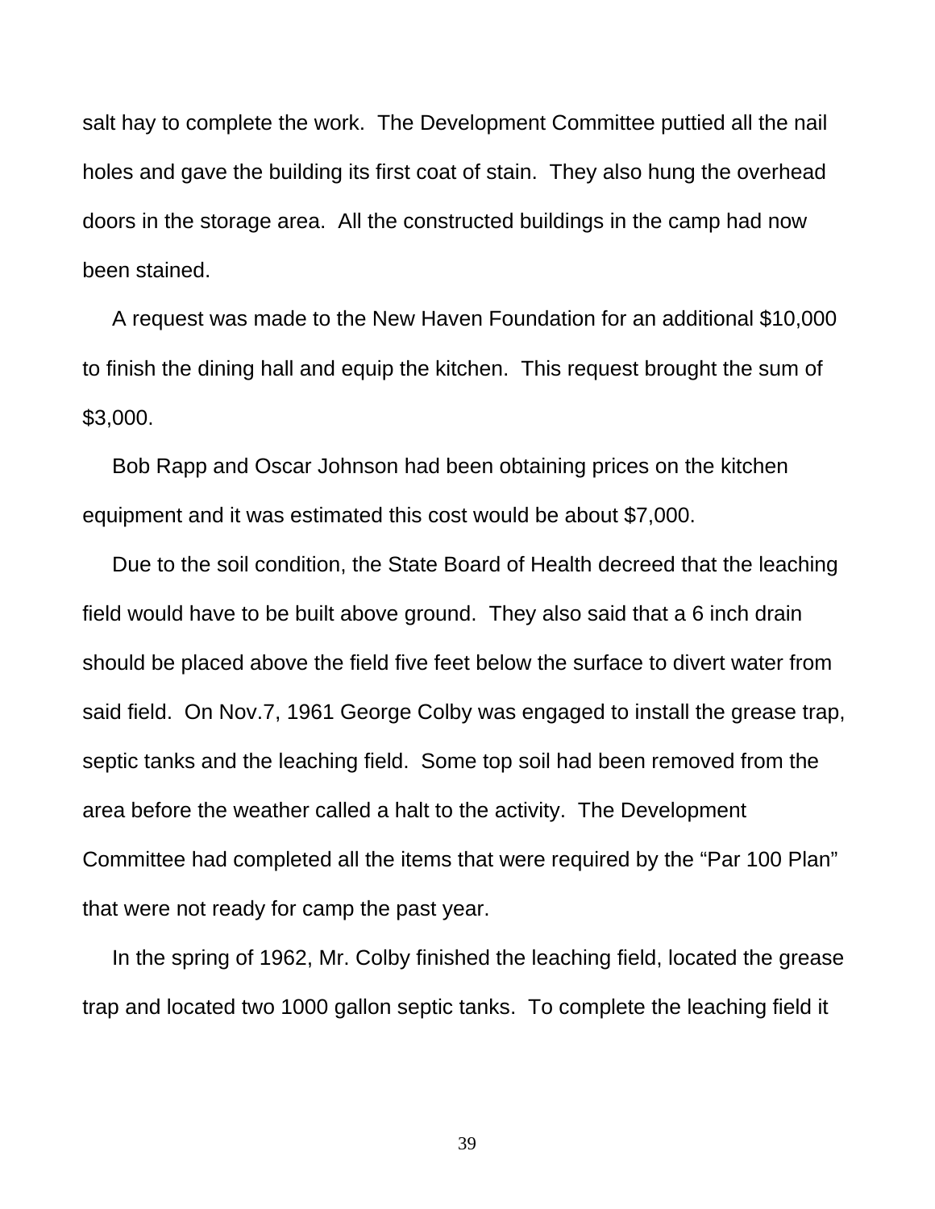salt hay to complete the work. The Development Committee puttied all the nail holes and gave the building its first coat of stain. They also hung the overhead doors in the storage area. All the constructed buildings in the camp had now been stained.

A request was made to the New Haven Foundation for an additional $10,000 to finish the dining hall and equip the kitchen. This request brought the sum of $3,000.

Bob Rapp and Oscar Johnson had been obtaining prices on the kitchen equipment and it was estimated this cost would be about $7,000.

Due to the soil condition, the State Board of Health decreed that the leaching field would have to be built above ground. They also said that a 6 inch drain should be placed above the field five feet below the surface to divert water from said field. On Nov.7, 1961 George Colby was engaged to install the grease trap, septic tanks and the leaching field. Some top soil had been removed from the area before the weather called a halt to the activity. The Development Committee had completed all the items that were required by the "Par 100 Plan" that were not ready for camp the past year.

In the spring of 1962, Mr. Colby finished the leaching field, located the grease trap and located two 1000 gallon septic tanks. To complete the leaching field it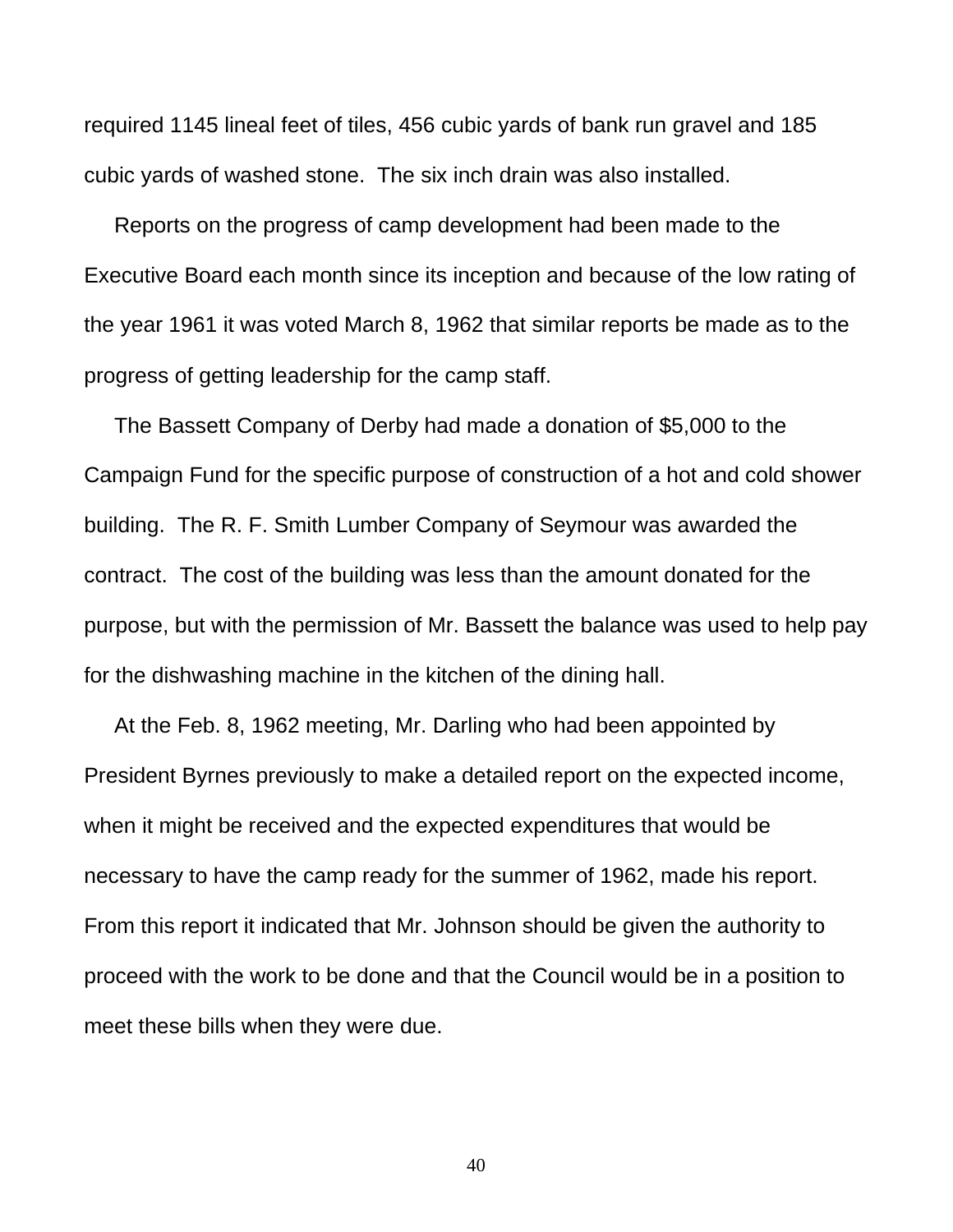required 1145 lineal feet of tiles, 456 cubic yards of bank run gravel and 185 cubic yards of washed stone.  The six inch drain was also installed.

Reports on the progress of camp development had been made to the Executive Board each month since its inception and because of the low rating of the year 1961 it was voted March 8, 1962 that similar reports be made as to the progress of getting leadership for the camp staff.

The Bassett Company of Derby had made a donation of $5,000 to the Campaign Fund for the specific purpose of construction of a hot and cold shower building.  The R. F. Smith Lumber Company of Seymour was awarded the contract.  The cost of the building was less than the amount donated for the purpose, but with the permission of Mr. Bassett the balance was used to help pay for the dishwashing machine in the kitchen of the dining hall.

At the Feb. 8, 1962 meeting, Mr. Darling who had been appointed by President Byrnes previously to make a detailed report on the expected income, when it might be received and the expected expenditures that would be necessary to have the camp ready for the summer of 1962, made his report. From this report it indicated that Mr. Johnson should be given the authority to proceed with the work to be done and that the Council would be in a position to meet these bills when they were due.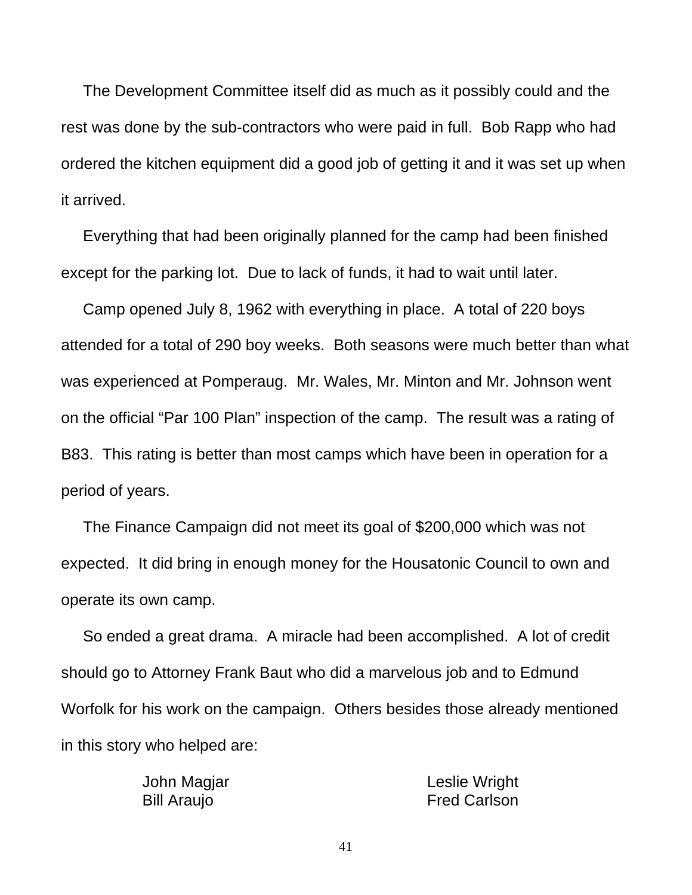The Development Committee itself did as much as it possibly could and the rest was done by the sub-contractors who were paid in full. Bob Rapp who had ordered the kitchen equipment did a good job of getting it and it was set up when it arrived.

Everything that had been originally planned for the camp had been finished except for the parking lot. Due to lack of funds, it had to wait until later.

Camp opened July 8, 1962 with everything in place. A total of 220 boys attended for a total of 290 boy weeks. Both seasons were much better than what was experienced at Pomperaug. Mr. Wales, Mr. Minton and Mr. Johnson went on the official "Par 100 Plan" inspection of the camp. The result was a rating of B83. This rating is better than most camps which have been in operation for a period of years.

The Finance Campaign did not meet its goal of $200,000 which was not expected. It did bring in enough money for the Housatonic Council to own and operate its own camp.

So ended a great drama. A miracle had been accomplished. A lot of credit should go to Attorney Frank Baut who did a marvelous job and to Edmund Worfolk for his work on the campaign. Others besides those already mentioned in this story who helped are:

John Magjar
Bill Araujo
Leslie Wright
Fred Carlson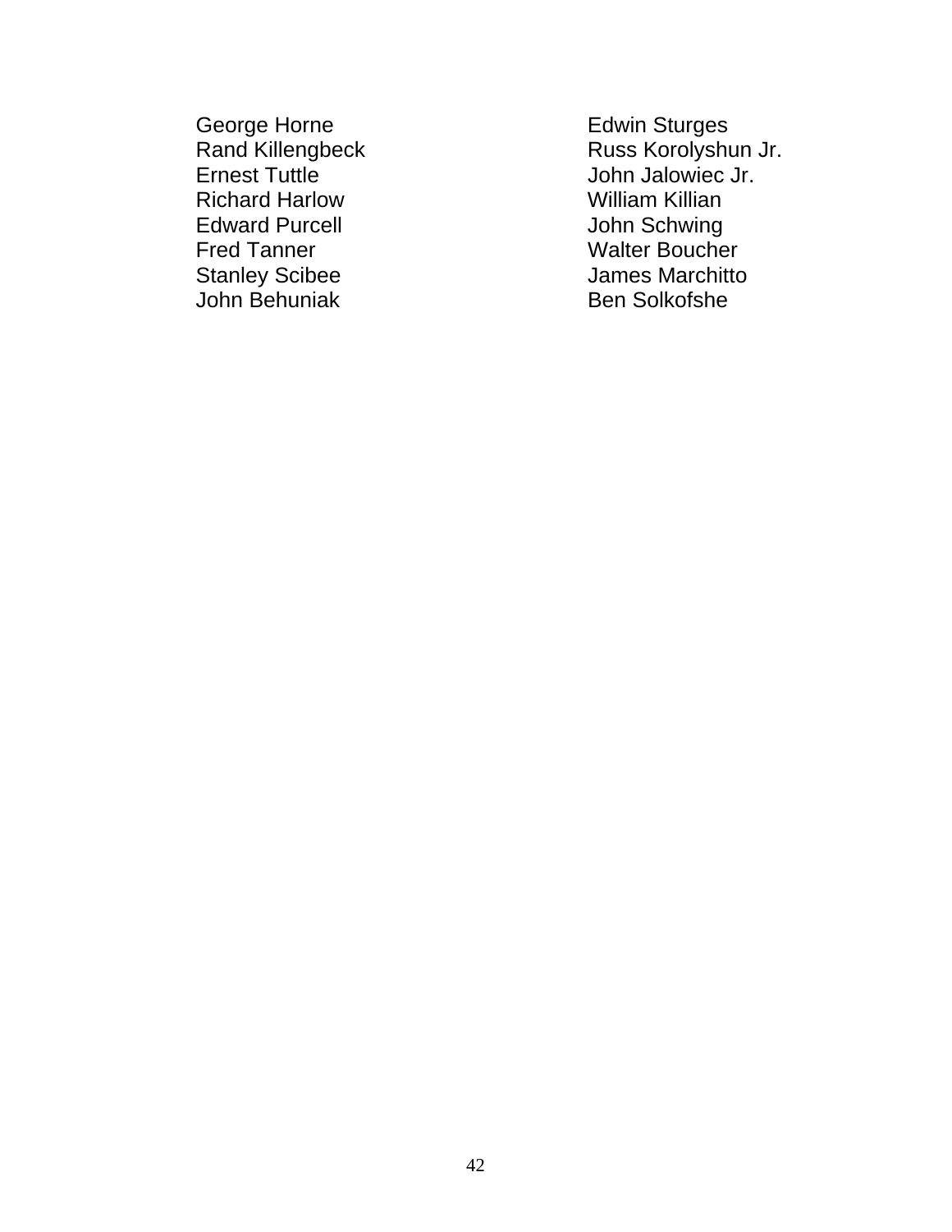George Horne
Rand Killengbeck
Ernest Tuttle
Richard Harlow
Edward Purcell
Fred Tanner
Stanley Scibee
John Behuniak

Edwin Sturges
Russ Korolyshun Jr.
John Jalowiec Jr.
William Killian
John Schwing
Walter Boucher
James Marchitto
Ben Solkofshe